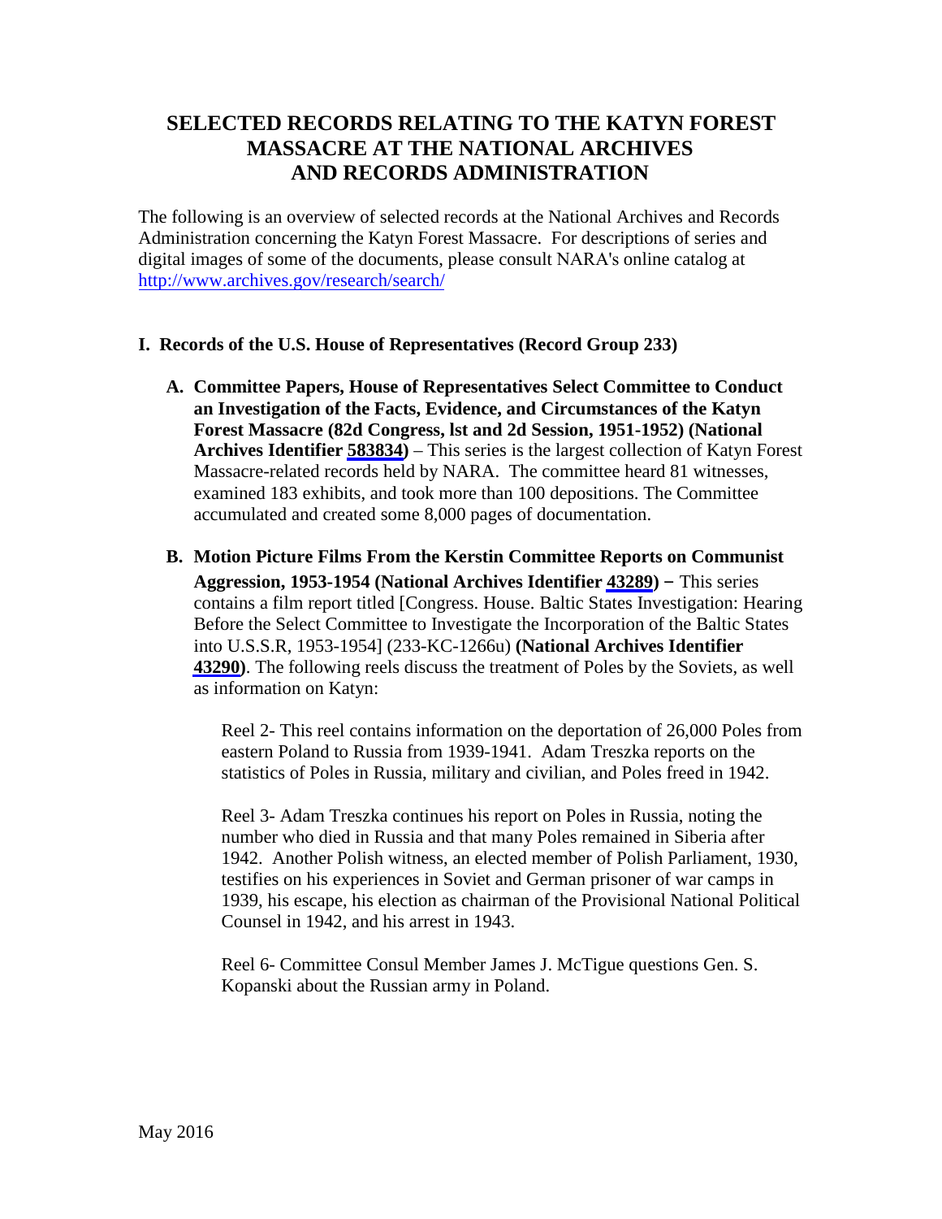# SELECTED RECORDS RELATING TO THE KATYN FOREST MASSACRE AT THE NATIONAL ARCHIVES AND RECORDS ADMINISTRATION

The following is an overview of selected records at the National Archives and Records Administration concerning the Katyn Forest Massacre. For descriptions of series and digital images of some of the documents, please consult NARA's online catalog at http://www.archives.gov/research/search/

## I. Records of the U.S. House of Representatives (Record Group 233)

**A. Committee Papers, House of Representatives Select Committee to Conduct an Investigation of the Facts, Evidence, and Circumstances of the Katyn Forest Massacre (82d Congress, lst and 2d Session, 1951-1952) (National Archives Identifier 583834)** – This series is the largest collection of Katyn Forest Massacre-related records held by NARA. The committee heard 81 witnesses, examined 183 exhibits, and took more than 100 depositions. The Committee accumulated and created some 8,000 pages of documentation.

**B. Motion Picture Films From the Kerstin Committee Reports on Communist Aggression, 1953-1954 (National Archives Identifier 43289)** – This series contains a film report titled [Congress. House. Baltic States Investigation: Hearing Before the Select Committee to Investigate the Incorporation of the Baltic States into U.S.S.R, 1953-1954] (233-KC-1266u) **(National Archives Identifier 43290)**. The following reels discuss the treatment of Poles by the Soviets, as well as information on Katyn:

Reel 2- This reel contains information on the deportation of 26,000 Poles from eastern Poland to Russia from 1939-1941. Adam Treszka reports on the statistics of Poles in Russia, military and civilian, and Poles freed in 1942.

Reel 3- Adam Treszka continues his report on Poles in Russia, noting the number who died in Russia and that many Poles remained in Siberia after 1942. Another Polish witness, an elected member of Polish Parliament, 1930, testifies on his experiences in Soviet and German prisoner of war camps in 1939, his escape, his election as chairman of the Provisional National Political Counsel in 1942, and his arrest in 1943.

Reel 6- Committee Consul Member James J. McTigue questions Gen. S. Kopanski about the Russian army in Poland.

May 2016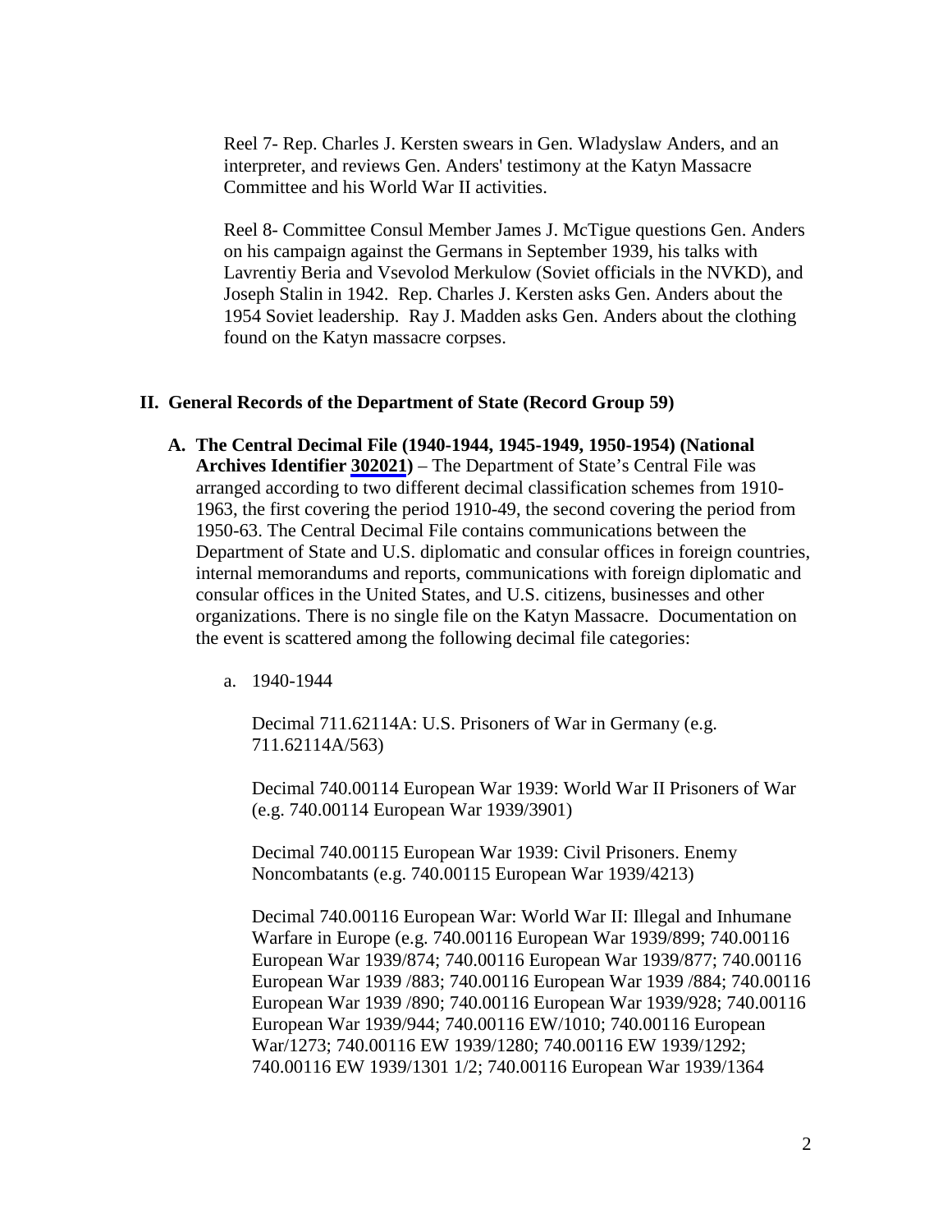Reel 7- Rep. Charles J. Kersten swears in Gen. Wladyslaw Anders, and an interpreter, and reviews Gen. Anders' testimony at the Katyn Massacre Committee and his World War II activities.

Reel 8- Committee Consul Member James J. McTigue questions Gen. Anders on his campaign against the Germans in September 1939, his talks with Lavrentiy Beria and Vsevolod Merkulow (Soviet officials in the NVKD), and Joseph Stalin in 1942. Rep. Charles J. Kersten asks Gen. Anders about the 1954 Soviet leadership. Ray J. Madden asks Gen. Anders about the clothing found on the Katyn massacre corpses.

## II. General Records of the Department of State (Record Group 59)

**A. The Central Decimal File (1940-1944, 1945-1949, 1950-1954) (National Archives Identifier 302021)** – The Department of State's Central File was arranged according to two different decimal classification schemes from 1910-1963, the first covering the period 1910-49, the second covering the period from 1950-63. The Central Decimal File contains communications between the Department of State and U.S. diplomatic and consular offices in foreign countries, internal memorandums and reports, communications with foreign diplomatic and consular offices in the United States, and U.S. citizens, businesses and other organizations. There is no single file on the Katyn Massacre. Documentation on the event is scattered among the following decimal file categories:

a. 1940-1944

Decimal 711.62114A: U.S. Prisoners of War in Germany (e.g. 711.62114A/563)

Decimal 740.00114 European War 1939: World War II Prisoners of War (e.g. 740.00114 European War 1939/3901)

Decimal 740.00115 European War 1939: Civil Prisoners. Enemy Noncombatants (e.g. 740.00115 European War 1939/4213)

Decimal 740.00116 European War: World War II: Illegal and Inhumane Warfare in Europe (e.g. 740.00116 European War 1939/899; 740.00116 European War 1939/874; 740.00116 European War 1939/877; 740.00116 European War 1939 /883; 740.00116 European War 1939 /884; 740.00116 European War 1939 /890; 740.00116 European War 1939/928; 740.00116 European War 1939/944; 740.00116 EW/1010; 740.00116 European War/1273; 740.00116 EW 1939/1280; 740.00116 EW 1939/1292; 740.00116 EW 1939/1301 1/2; 740.00116 European War 1939/1364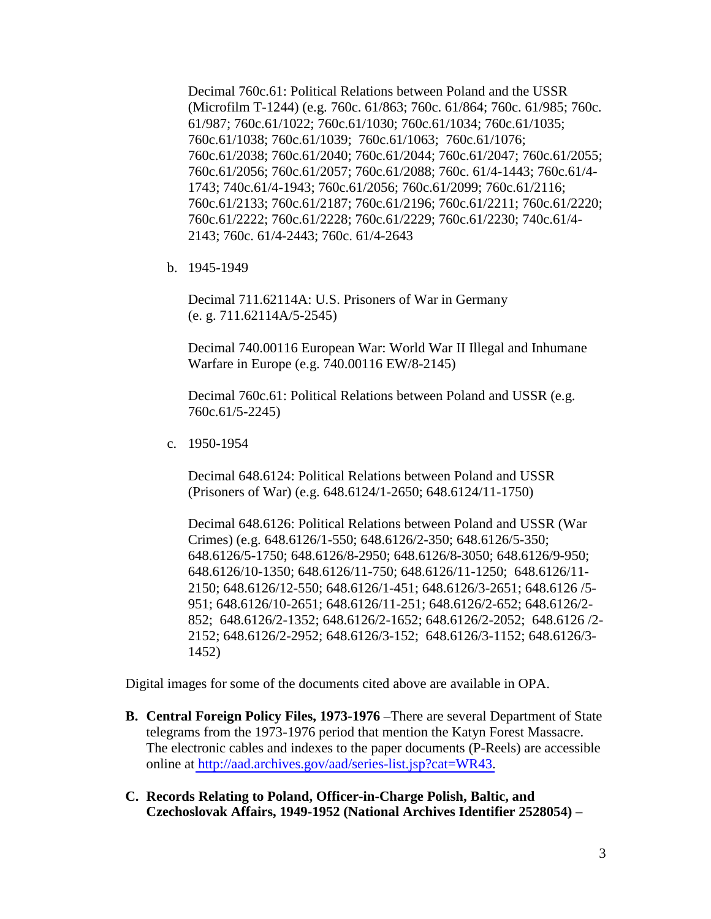Decimal 760c.61: Political Relations between Poland and the USSR (Microfilm T-1244) (e.g. 760c. 61/863; 760c. 61/864; 760c. 61/985; 760c. 61/987; 760c.61/1022; 760c.61/1030; 760c.61/1034; 760c.61/1035; 760c.61/1038; 760c.61/1039; 760c.61/1063; 760c.61/1076; 760c.61/2038; 760c.61/2040; 760c.61/2044; 760c.61/2047; 760c.61/2055; 760c.61/2056; 760c.61/2057; 760c.61/2088; 760c. 61/4-1443; 760c.61/4-1743; 740c.61/4-1943; 760c.61/2056; 760c.61/2099; 760c.61/2116; 760c.61/2133; 760c.61/2187; 760c.61/2196; 760c.61/2211; 760c.61/2220; 760c.61/2222; 760c.61/2228; 760c.61/2229; 760c.61/2230; 740c.61/4-2143; 760c. 61/4-2443; 760c. 61/4-2643

b. 1945-1949

Decimal 711.62114A: U.S. Prisoners of War in Germany (e. g. 711.62114A/5-2545)

Decimal 740.00116 European War: World War II Illegal and Inhumane Warfare in Europe (e.g. 740.00116 EW/8-2145)

Decimal 760c.61: Political Relations between Poland and USSR (e.g. 760c.61/5-2245)

c. 1950-1954

Decimal 648.6124: Political Relations between Poland and USSR (Prisoners of War) (e.g. 648.6124/1-2650; 648.6124/11-1750)

Decimal 648.6126: Political Relations between Poland and USSR (War Crimes) (e.g. 648.6126/1-550; 648.6126/2-350; 648.6126/5-350; 648.6126/5-1750; 648.6126/8-2950; 648.6126/8-3050; 648.6126/9-950; 648.6126/10-1350; 648.6126/11-750; 648.6126/11-1250; 648.6126/11-2150; 648.6126/12-550; 648.6126/1-451; 648.6126/3-2651; 648.6126 /5-951; 648.6126/10-2651; 648.6126/11-251; 648.6126/2-652; 648.6126/2-852; 648.6126/2-1352; 648.6126/2-1652; 648.6126/2-2052; 648.6126 /2-2152; 648.6126/2-2952; 648.6126/3-152; 648.6126/3-1152; 648.6126/3-1452)

Digital images for some of the documents cited above are available in OPA.

**B. Central Foreign Policy Files, 1973-1976** –There are several Department of State telegrams from the 1973-1976 period that mention the Katyn Forest Massacre. The electronic cables and indexes to the paper documents (P-Reels) are accessible online at http://aad.archives.gov/aad/series-list.jsp?cat=WR43.

**C. Records Relating to Poland, Officer-in-Charge Polish, Baltic, and Czechoslovak Affairs, 1949-1952 (National Archives Identifier 2528054)** –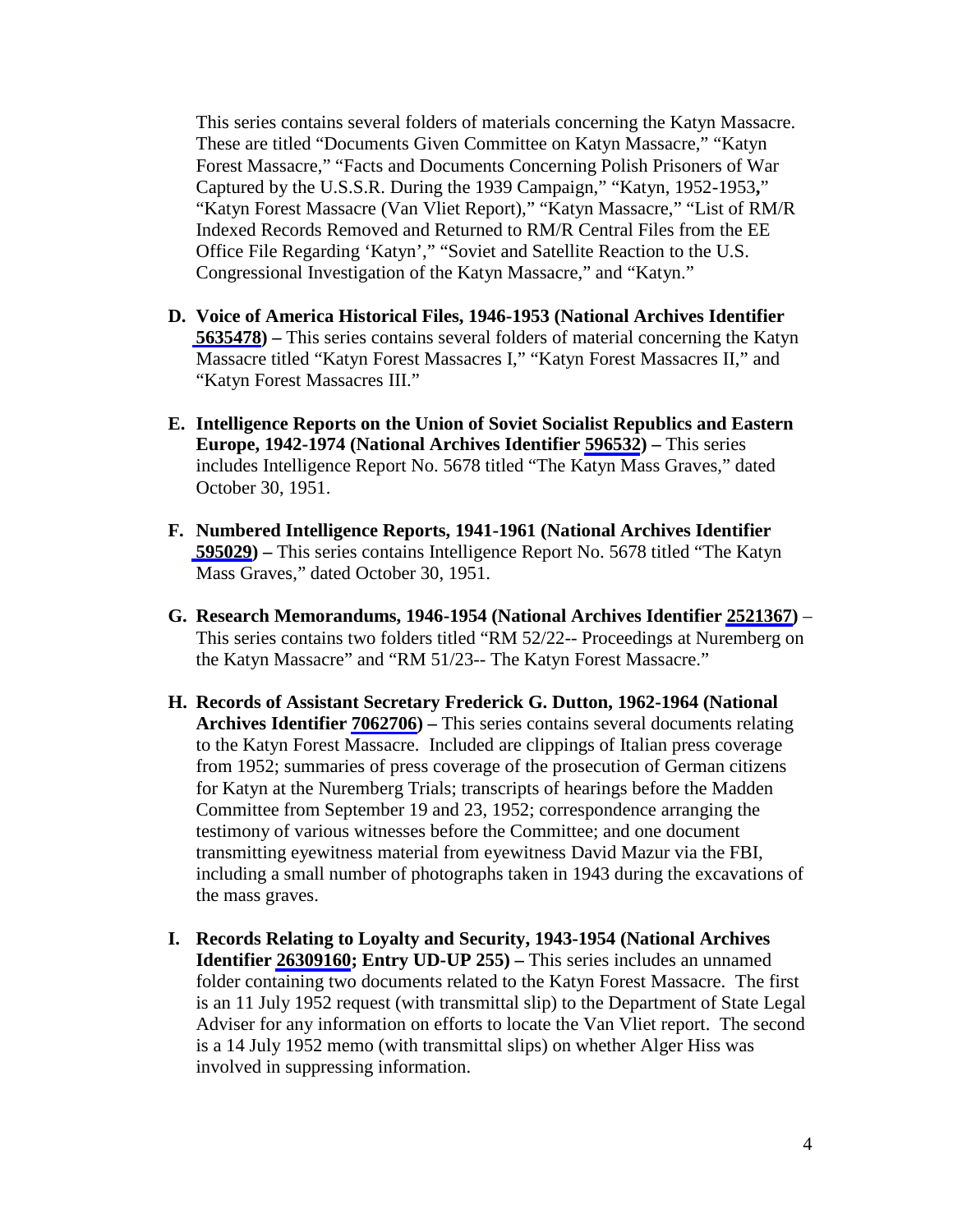This series contains several folders of materials concerning the Katyn Massacre. These are titled "Documents Given Committee on Katyn Massacre," "Katyn Forest Massacre," "Facts and Documents Concerning Polish Prisoners of War Captured by the U.S.S.R. During the 1939 Campaign," "Katyn, 1952-1953," "Katyn Forest Massacre (Van Vliet Report)," "Katyn Massacre," "List of RM/R Indexed Records Removed and Returned to RM/R Central Files from the EE Office File Regarding 'Katyn'," "Soviet and Satellite Reaction to the U.S. Congressional Investigation of the Katyn Massacre," and "Katyn."

D. **Voice of America Historical Files, 1946-1953 (National Archives Identifier 5635478) –** This series contains several folders of material concerning the Katyn Massacre titled "Katyn Forest Massacres I," "Katyn Forest Massacres II," and "Katyn Forest Massacres III."

E. **Intelligence Reports on the Union of Soviet Socialist Republics and Eastern Europe, 1942-1974 (National Archives Identifier 596532) –** This series includes Intelligence Report No. 5678 titled "The Katyn Mass Graves," dated October 30, 1951.

F. **Numbered Intelligence Reports, 1941-1961 (National Archives Identifier 595029) –** This series contains Intelligence Report No. 5678 titled "The Katyn Mass Graves," dated October 30, 1951.

G. **Research Memorandums, 1946-1954 (National Archives Identifier 2521367)** – This series contains two folders titled "RM 52/22-- Proceedings at Nuremberg on the Katyn Massacre" and "RM 51/23-- The Katyn Forest Massacre."

H. **Records of Assistant Secretary Frederick G. Dutton, 1962-1964 (National Archives Identifier 7062706) –** This series contains several documents relating to the Katyn Forest Massacre. Included are clippings of Italian press coverage from 1952; summaries of press coverage of the prosecution of German citizens for Katyn at the Nuremberg Trials; transcripts of hearings before the Madden Committee from September 19 and 23, 1952; correspondence arranging the testimony of various witnesses before the Committee; and one document transmitting eyewitness material from eyewitness David Mazur via the FBI, including a small number of photographs taken in 1943 during the excavations of the mass graves.

I. **Records Relating to Loyalty and Security, 1943-1954 (National Archives Identifier 26309160; Entry UD-UP 255) –** This series includes an unnamed folder containing two documents related to the Katyn Forest Massacre. The first is an 11 July 1952 request (with transmittal slip) to the Department of State Legal Adviser for any information on efforts to locate the Van Vliet report. The second is a 14 July 1952 memo (with transmittal slips) on whether Alger Hiss was involved in suppressing information.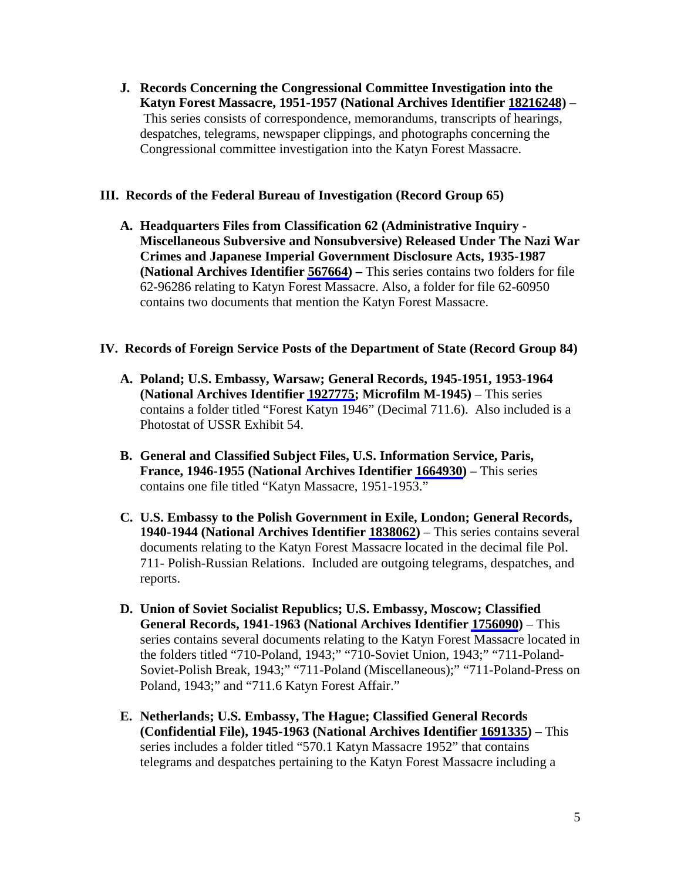**J. Records Concerning the Congressional Committee Investigation into the Katyn Forest Massacre, 1951-1957 (National Archives Identifier 18216248)** – This series consists of correspondence, memorandums, transcripts of hearings, despatches, telegrams, newspaper clippings, and photographs concerning the Congressional committee investigation into the Katyn Forest Massacre.

## III. Records of the Federal Bureau of Investigation (Record Group 65)

**A. Headquarters Files from Classification 62 (Administrative Inquiry - Miscellaneous Subversive and Nonsubversive) Released Under The Nazi War Crimes and Japanese Imperial Government Disclosure Acts, 1935-1987 (National Archives Identifier 567664) –** This series contains two folders for file 62-96286 relating to Katyn Forest Massacre. Also, a folder for file 62-60950 contains two documents that mention the Katyn Forest Massacre.

## IV. Records of Foreign Service Posts of the Department of State (Record Group 84)

**A. Poland; U.S. Embassy, Warsaw; General Records, 1945-1951, 1953-1964 (National Archives Identifier 1927775; Microfilm M-1945)** – This series contains a folder titled "Forest Katyn 1946" (Decimal 711.6). Also included is a Photostat of USSR Exhibit 54.

**B. General and Classified Subject Files, U.S. Information Service, Paris, France, 1946-1955 (National Archives Identifier 1664930) –** This series contains one file titled "Katyn Massacre, 1951-1953."

**C. U.S. Embassy to the Polish Government in Exile, London; General Records, 1940-1944 (National Archives Identifier 1838062)** – This series contains several documents relating to the Katyn Forest Massacre located in the decimal file Pol. 711- Polish-Russian Relations. Included are outgoing telegrams, despatches, and reports.

**D. Union of Soviet Socialist Republics; U.S. Embassy, Moscow; Classified General Records, 1941-1963 (National Archives Identifier 1756090)** – This series contains several documents relating to the Katyn Forest Massacre located in the folders titled "710-Poland, 1943;" "710-Soviet Union, 1943;" "711-Poland-Soviet-Polish Break, 1943;" "711-Poland (Miscellaneous);" "711-Poland-Press on Poland, 1943;" and "711.6 Katyn Forest Affair."

**E. Netherlands; U.S. Embassy, The Hague; Classified General Records (Confidential File), 1945-1963 (National Archives Identifier 1691335)** – This series includes a folder titled "570.1 Katyn Massacre 1952" that contains telegrams and despatches pertaining to the Katyn Forest Massacre including a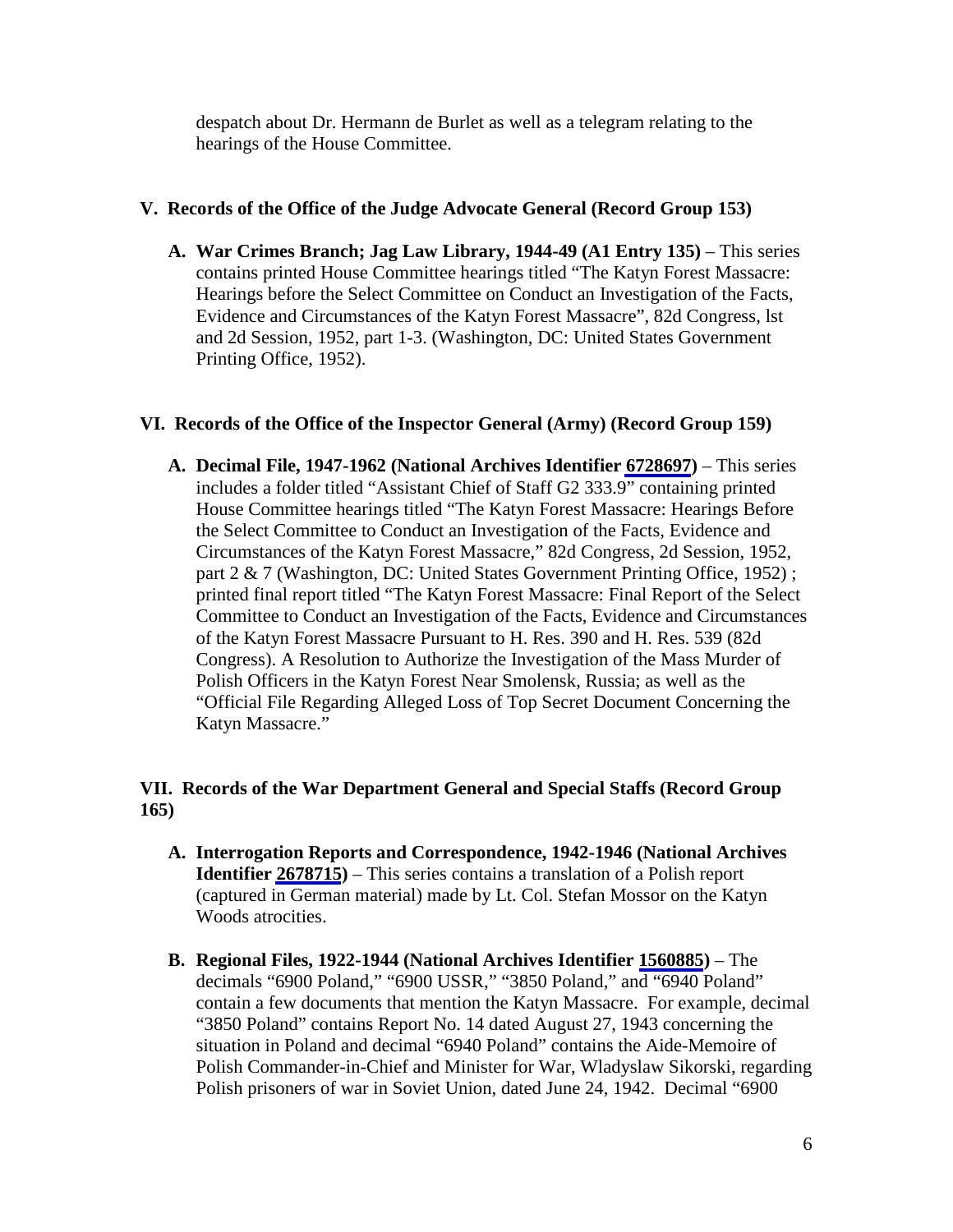despatch about Dr. Hermann de Burlet as well as a telegram relating to the hearings of the House Committee.

## V. Records of the Office of the Judge Advocate General (Record Group 153)

**A. War Crimes Branch; Jag Law Library, 1944-49 (A1 Entry 135)** – This series contains printed House Committee hearings titled "The Katyn Forest Massacre: Hearings before the Select Committee on Conduct an Investigation of the Facts, Evidence and Circumstances of the Katyn Forest Massacre", 82d Congress, lst and 2d Session, 1952, part 1-3. (Washington, DC: United States Government Printing Office, 1952).

## VI. Records of the Office of the Inspector General (Army) (Record Group 159)

**A. Decimal File, 1947-1962 (National Archives Identifier 6728697)** – This series includes a folder titled "Assistant Chief of Staff G2 333.9" containing printed House Committee hearings titled "The Katyn Forest Massacre: Hearings Before the Select Committee to Conduct an Investigation of the Facts, Evidence and Circumstances of the Katyn Forest Massacre," 82d Congress, 2d Session, 1952, part 2 & 7 (Washington, DC: United States Government Printing Office, 1952) ; printed final report titled "The Katyn Forest Massacre: Final Report of the Select Committee to Conduct an Investigation of the Facts, Evidence and Circumstances of the Katyn Forest Massacre Pursuant to H. Res. 390 and H. Res. 539 (82d Congress). A Resolution to Authorize the Investigation of the Mass Murder of Polish Officers in the Katyn Forest Near Smolensk, Russia; as well as the "Official File Regarding Alleged Loss of Top Secret Document Concerning the Katyn Massacre."

## VII. Records of the War Department General and Special Staffs (Record Group 165)

**A. Interrogation Reports and Correspondence, 1942-1946 (National Archives Identifier 2678715)** – This series contains a translation of a Polish report (captured in German material) made by Lt. Col. Stefan Mossor on the Katyn Woods atrocities.

**B. Regional Files, 1922-1944 (National Archives Identifier 1560885)** – The decimals "6900 Poland," "6900 USSR," "3850 Poland," and "6940 Poland" contain a few documents that mention the Katyn Massacre. For example, decimal "3850 Poland" contains Report No. 14 dated August 27, 1943 concerning the situation in Poland and decimal "6940 Poland" contains the Aide-Memoire of Polish Commander-in-Chief and Minister for War, Wladyslaw Sikorski, regarding Polish prisoners of war in Soviet Union, dated June 24, 1942. Decimal "6900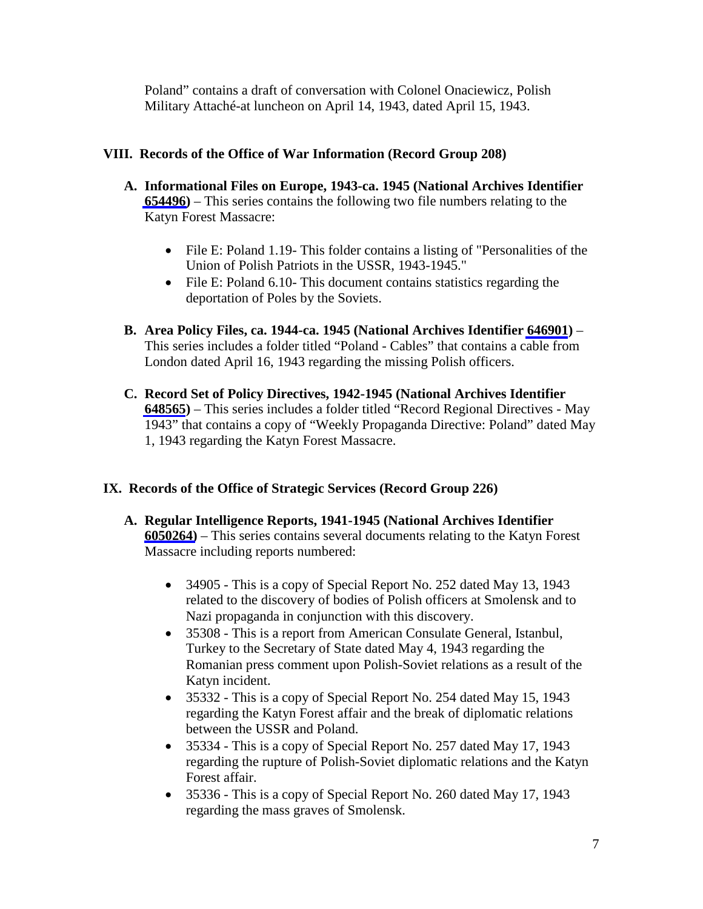Poland” contains a draft of conversation with Colonel Onaciewicz, Polish Military Attaché-at luncheon on April 14, 1943, dated April 15, 1943.

## VIII. Records of the Office of War Information (Record Group 208)

**A. Informational Files on Europe, 1943-ca. 1945 (National Archives Identifier 654496)** – This series contains the following two file numbers relating to the Katyn Forest Massacre:

- File E: Poland 1.19- This folder contains a listing of "Personalities of the Union of Polish Patriots in the USSR, 1943-1945."
- File E: Poland 6.10- This document contains statistics regarding the deportation of Poles by the Soviets.

**B. Area Policy Files, ca. 1944-ca. 1945 (National Archives Identifier 646901)** – This series includes a folder titled “Poland - Cables” that contains a cable from London dated April 16, 1943 regarding the missing Polish officers.

**C. Record Set of Policy Directives, 1942-1945 (National Archives Identifier 648565)** – This series includes a folder titled “Record Regional Directives - May 1943” that contains a copy of “Weekly Propaganda Directive: Poland” dated May 1, 1943 regarding the Katyn Forest Massacre.

## IX. Records of the Office of Strategic Services (Record Group 226)

**A. Regular Intelligence Reports, 1941-1945 (National Archives Identifier 6050264)** – This series contains several documents relating to the Katyn Forest Massacre including reports numbered:

- 34905 - This is a copy of Special Report No. 252 dated May 13, 1943 related to the discovery of bodies of Polish officers at Smolensk and to Nazi propaganda in conjunction with this discovery.
- 35308 - This is a report from American Consulate General, Istanbul, Turkey to the Secretary of State dated May 4, 1943 regarding the Romanian press comment upon Polish-Soviet relations as a result of the Katyn incident.
- 35332 - This is a copy of Special Report No. 254 dated May 15, 1943 regarding the Katyn Forest affair and the break of diplomatic relations between the USSR and Poland.
- 35334 - This is a copy of Special Report No. 257 dated May 17, 1943 regarding the rupture of Polish-Soviet diplomatic relations and the Katyn Forest affair.
- 35336 - This is a copy of Special Report No. 260 dated May 17, 1943 regarding the mass graves of Smolensk.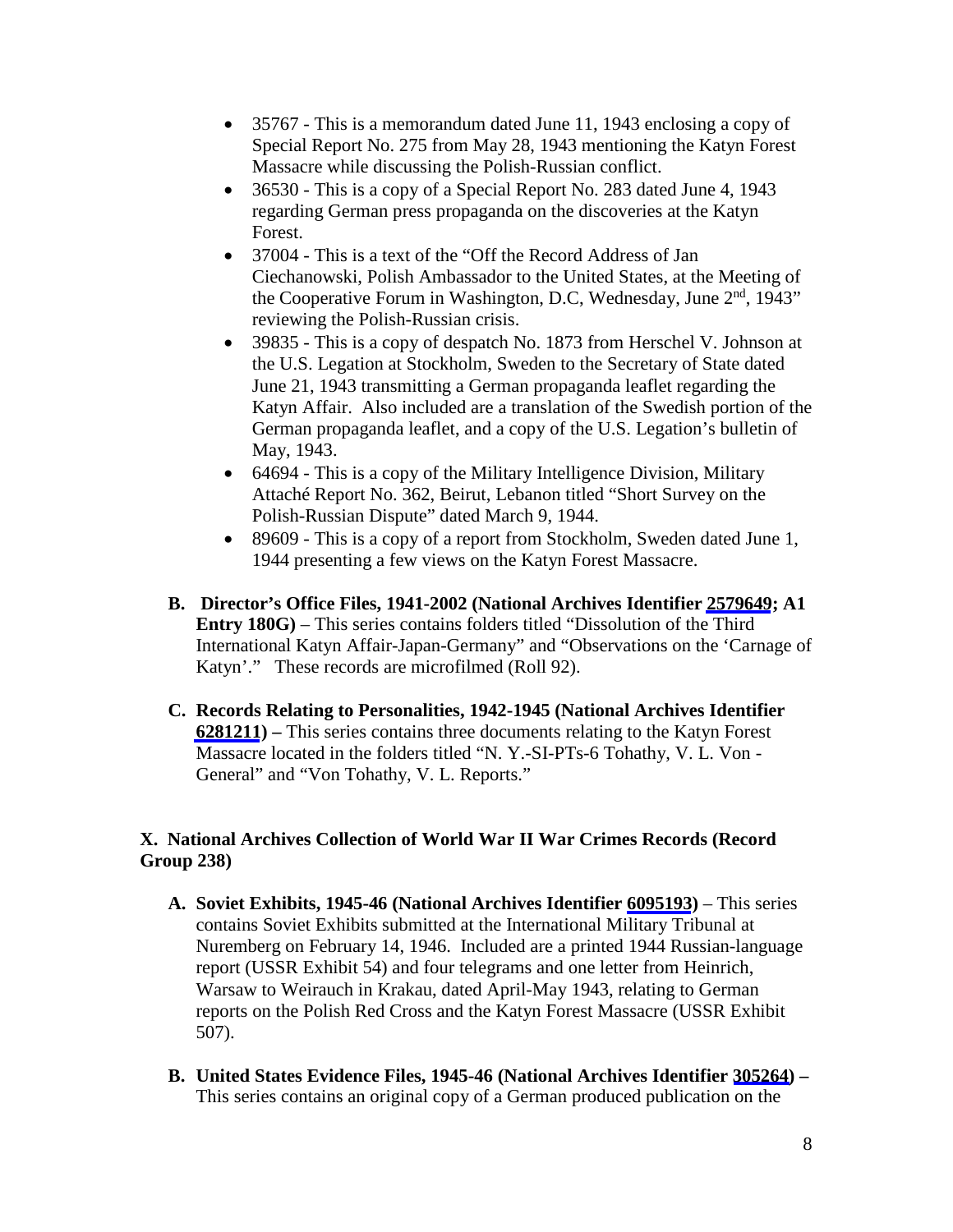- 35767 - This is a memorandum dated June 11, 1943 enclosing a copy of Special Report No. 275 from May 28, 1943 mentioning the Katyn Forest Massacre while discussing the Polish-Russian conflict.
- 36530 - This is a copy of a Special Report No. 283 dated June 4, 1943 regarding German press propaganda on the discoveries at the Katyn Forest.
- 37004 - This is a text of the "Off the Record Address of Jan Ciechanowski, Polish Ambassador to the United States, at the Meeting of the Cooperative Forum in Washington, D.C, Wednesday, June 2nd, 1943" reviewing the Polish-Russian crisis.
- 39835 - This is a copy of despatch No. 1873 from Herschel V. Johnson at the U.S. Legation at Stockholm, Sweden to the Secretary of State dated June 21, 1943 transmitting a German propaganda leaflet regarding the Katyn Affair. Also included are a translation of the Swedish portion of the German propaganda leaflet, and a copy of the U.S. Legation's bulletin of May, 1943.
- 64694 - This is a copy of the Military Intelligence Division, Military Attaché Report No. 362, Beirut, Lebanon titled "Short Survey on the Polish-Russian Dispute" dated March 9, 1944.
- 89609 - This is a copy of a report from Stockholm, Sweden dated June 1, 1944 presenting a few views on the Katyn Forest Massacre.

**B. Director's Office Files, 1941-2002 (National Archives Identifier 2579649; A1 Entry 180G)** – This series contains folders titled "Dissolution of the Third International Katyn Affair-Japan-Germany" and "Observations on the 'Carnage of Katyn'." These records are microfilmed (Roll 92).

**C. Records Relating to Personalities, 1942-1945 (National Archives Identifier 6281211) –** This series contains three documents relating to the Katyn Forest Massacre located in the folders titled "N. Y.-SI-PTs-6 Tohathy, V. L. Von - General" and "Von Tohathy, V. L. Reports."

## X. National Archives Collection of World War II War Crimes Records (Record Group 238)

**A. Soviet Exhibits, 1945-46 (National Archives Identifier 6095193)** – This series contains Soviet Exhibits submitted at the International Military Tribunal at Nuremberg on February 14, 1946. Included are a printed 1944 Russian-language report (USSR Exhibit 54) and four telegrams and one letter from Heinrich, Warsaw to Weirauch in Krakau, dated April-May 1943, relating to German reports on the Polish Red Cross and the Katyn Forest Massacre (USSR Exhibit 507).

**B. United States Evidence Files, 1945-46 (National Archives Identifier 305264) –** This series contains an original copy of a German produced publication on the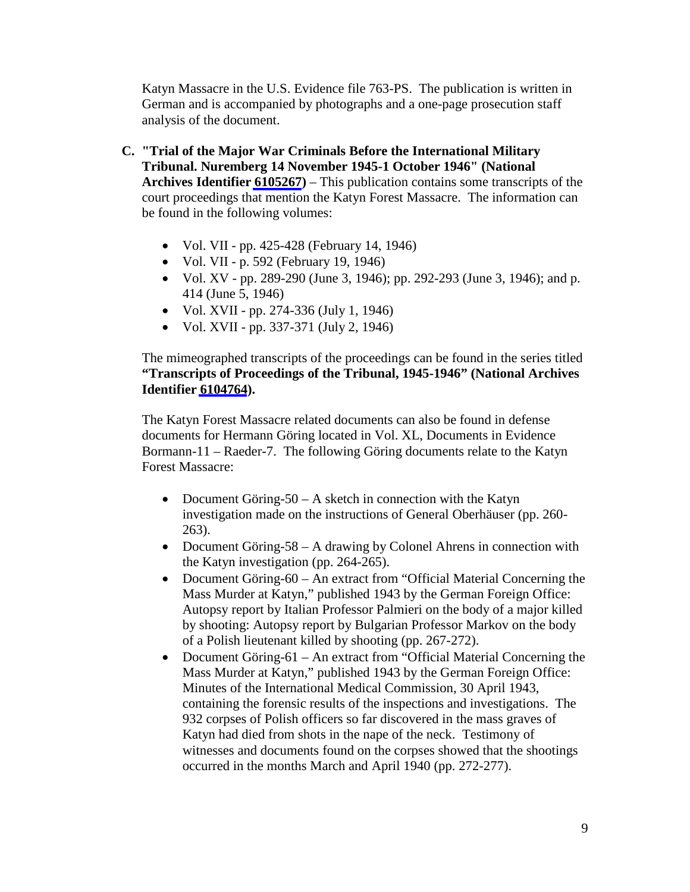Katyn Massacre in the U.S. Evidence file 763-PS. The publication is written in German and is accompanied by photographs and a one-page prosecution staff analysis of the document.

C. **"Trial of the Major War Criminals Before the International Military Tribunal. Nuremberg 14 November 1945-1 October 1946" (National Archives Identifier 6105267)** – This publication contains some transcripts of the court proceedings that mention the Katyn Forest Massacre. The information can be found in the following volumes:

- Vol. VII - pp. 425-428 (February 14, 1946)
- Vol. VII - p. 592 (February 19, 1946)
- Vol. XV - pp. 289-290 (June 3, 1946); pp. 292-293 (June 3, 1946); and p. 414 (June 5, 1946)
- Vol. XVII - pp. 274-336 (July 1, 1946)
- Vol. XVII - pp. 337-371 (July 2, 1946)

The mimeographed transcripts of the proceedings can be found in the series titled **"Transcripts of Proceedings of the Tribunal, 1945-1946" (National Archives Identifier 6104764).**

The Katyn Forest Massacre related documents can also be found in defense documents for Hermann Göring located in Vol. XL, Documents in Evidence Bormann-11 – Raeder-7. The following Göring documents relate to the Katyn Forest Massacre:

- Document Göring-50 – A sketch in connection with the Katyn investigation made on the instructions of General Oberhäuser (pp. 260-263).
- Document Göring-58 – A drawing by Colonel Ahrens in connection with the Katyn investigation (pp. 264-265).
- Document Göring-60 – An extract from "Official Material Concerning the Mass Murder at Katyn," published 1943 by the German Foreign Office: Autopsy report by Italian Professor Palmieri on the body of a major killed by shooting: Autopsy report by Bulgarian Professor Markov on the body of a Polish lieutenant killed by shooting (pp. 267-272).
- Document Göring-61 – An extract from "Official Material Concerning the Mass Murder at Katyn," published 1943 by the German Foreign Office: Minutes of the International Medical Commission, 30 April 1943, containing the forensic results of the inspections and investigations. The 932 corpses of Polish officers so far discovered in the mass graves of Katyn had died from shots in the nape of the neck. Testimony of witnesses and documents found on the corpses showed that the shootings occurred in the months March and April 1940 (pp. 272-277).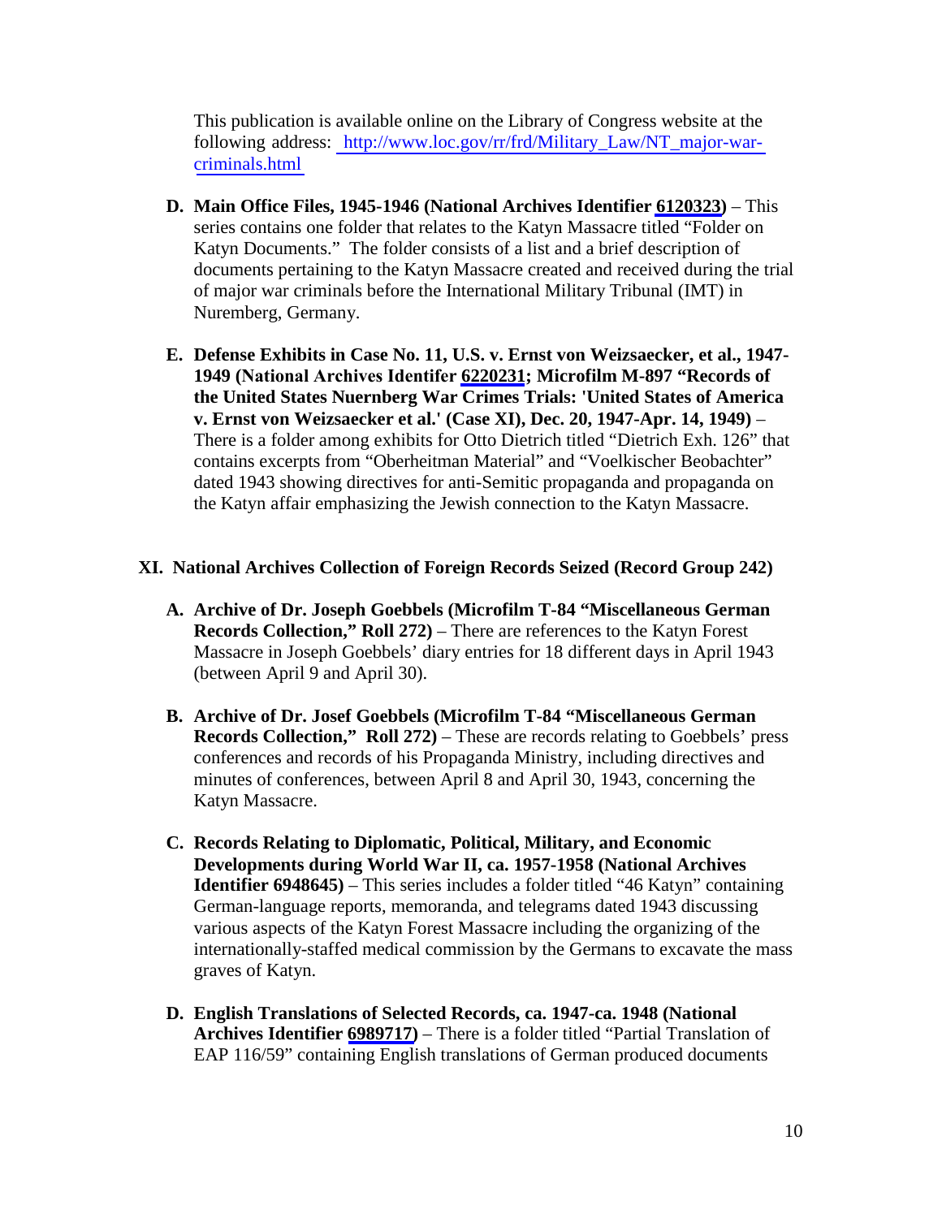This publication is available online on the Library of Congress website at the following address: http://www.loc.gov/rr/frd/Military_Law/NT_major-war-criminals.html

D. **Main Office Files, 1945-1946 (National Archives Identifier 6120323)** – This series contains one folder that relates to the Katyn Massacre titled "Folder on Katyn Documents." The folder consists of a list and a brief description of documents pertaining to the Katyn Massacre created and received during the trial of major war criminals before the International Military Tribunal (IMT) in Nuremberg, Germany.

E. **Defense Exhibits in Case No. 11, U.S. v. Ernst von Weizsaecker, et al., 1947-1949 (National Archives Identifer 6220231; Microfilm M-897 "Records of the United States Nuernberg War Crimes Trials: 'United States of America v. Ernst von Weizsaecker et al.' (Case XI), Dec. 20, 1947-Apr. 14, 1949)** – There is a folder among exhibits for Otto Dietrich titled "Dietrich Exh. 126" that contains excerpts from "Oberheitman Material" and "Voelkischer Beobachter" dated 1943 showing directives for anti-Semitic propaganda and propaganda on the Katyn affair emphasizing the Jewish connection to the Katyn Massacre.

## XI. National Archives Collection of Foreign Records Seized (Record Group 242)

A. **Archive of Dr. Joseph Goebbels (Microfilm T-84 "Miscellaneous German Records Collection," Roll 272)** – There are references to the Katyn Forest Massacre in Joseph Goebbels' diary entries for 18 different days in April 1943 (between April 9 and April 30).

B. **Archive of Dr. Josef Goebbels (Microfilm T-84 "Miscellaneous German Records Collection," Roll 272)** – These are records relating to Goebbels' press conferences and records of his Propaganda Ministry, including directives and minutes of conferences, between April 8 and April 30, 1943, concerning the Katyn Massacre.

C. **Records Relating to Diplomatic, Political, Military, and Economic Developments during World War II, ca. 1957-1958 (National Archives Identifier 6948645)** – This series includes a folder titled "46 Katyn" containing German-language reports, memoranda, and telegrams dated 1943 discussing various aspects of the Katyn Forest Massacre including the organizing of the internationally-staffed medical commission by the Germans to excavate the mass graves of Katyn.

D. **English Translations of Selected Records, ca. 1947-ca. 1948 (National Archives Identifier 6989717)** – There is a folder titled "Partial Translation of EAP 116/59" containing English translations of German produced documents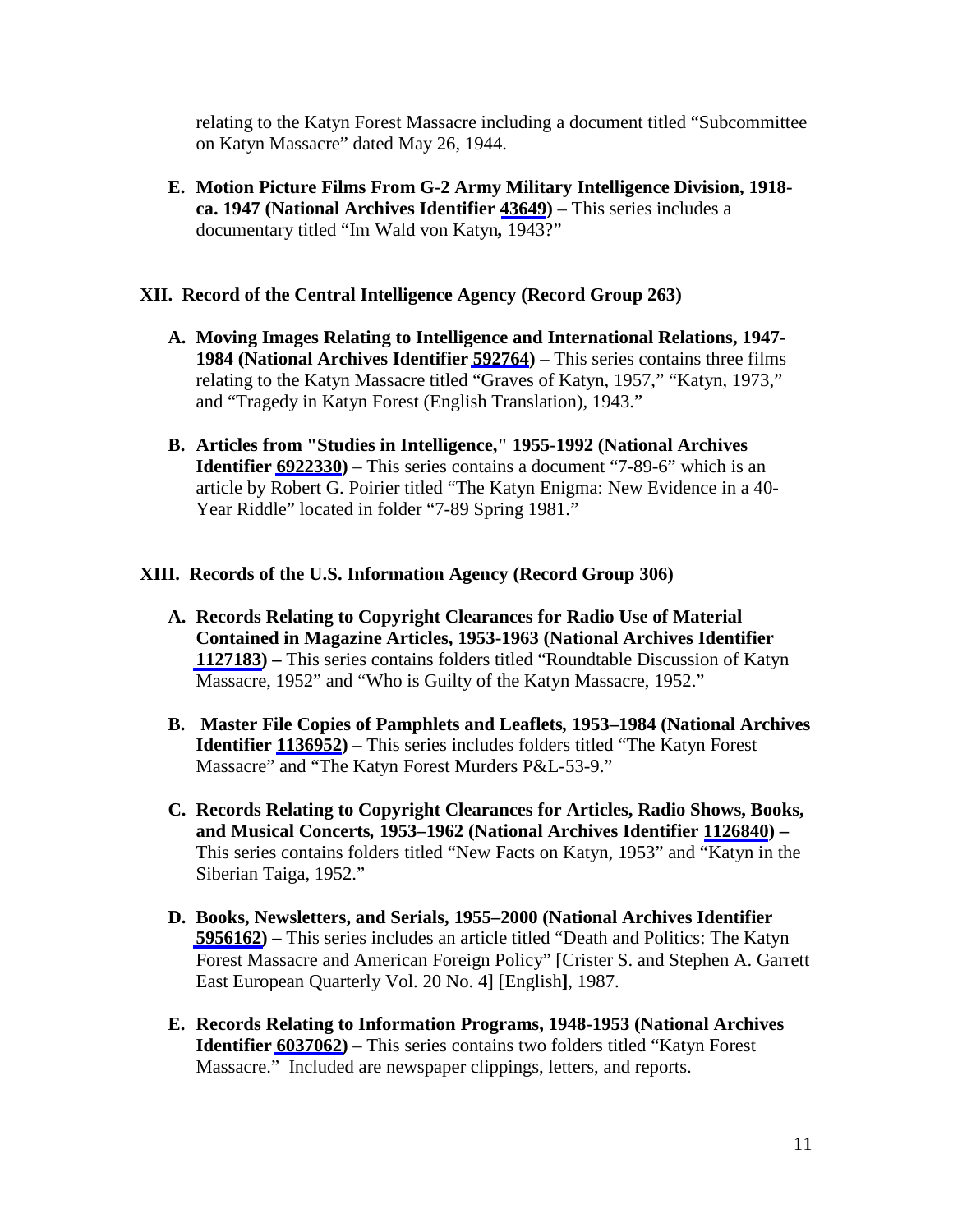relating to the Katyn Forest Massacre including a document titled "Subcommittee on Katyn Massacre" dated May 26, 1944.

E. **Motion Picture Films From G-2 Army Military Intelligence Division, 1918-ca. 1947 (National Archives Identifier 43649)** – This series includes a documentary titled "Im Wald von Katyn*,* 1943?"

## XII. Record of the Central Intelligence Agency (Record Group 263)

A. **Moving Images Relating to Intelligence and International Relations, 1947-1984 (National Archives Identifier 592764)** – This series contains three films relating to the Katyn Massacre titled "Graves of Katyn, 1957," "Katyn, 1973," and "Tragedy in Katyn Forest (English Translation), 1943."

B. **Articles from "Studies in Intelligence," 1955-1992 (National Archives Identifier 6922330)** – This series contains a document "7-89-6" which is an article by Robert G. Poirier titled "The Katyn Enigma: New Evidence in a 40-Year Riddle" located in folder "7-89 Spring 1981."

## XIII. Records of the U.S. Information Agency (Record Group 306)

A. **Records Relating to Copyright Clearances for Radio Use of Material Contained in Magazine Articles, 1953-1963 (National Archives Identifier 1127183) –** This series contains folders titled "Roundtable Discussion of Katyn Massacre, 1952" and "Who is Guilty of the Katyn Massacre, 1952."

B. **Master File Copies of Pamphlets and Leaflets, 1953–1984 (National Archives Identifier 1136952)** – This series includes folders titled "The Katyn Forest Massacre" and "The Katyn Forest Murders P&L-53-9."

C. **Records Relating to Copyright Clearances for Articles, Radio Shows, Books, and Musical Concerts, 1953–1962 (National Archives Identifier 1126840) –** This series contains folders titled "New Facts on Katyn, 1953" and "Katyn in the Siberian Taiga, 1952."

D. **Books, Newsletters, and Serials, 1955–2000 (National Archives Identifier 5956162) –** This series includes an article titled "Death and Politics: The Katyn Forest Massacre and American Foreign Policy" [Crister S. and Stephen A. Garrett East European Quarterly Vol. 20 No. 4] [English**]**, 1987.

E. **Records Relating to Information Programs, 1948-1953 (National Archives Identifier 6037062)** – This series contains two folders titled "Katyn Forest Massacre." Included are newspaper clippings, letters, and reports.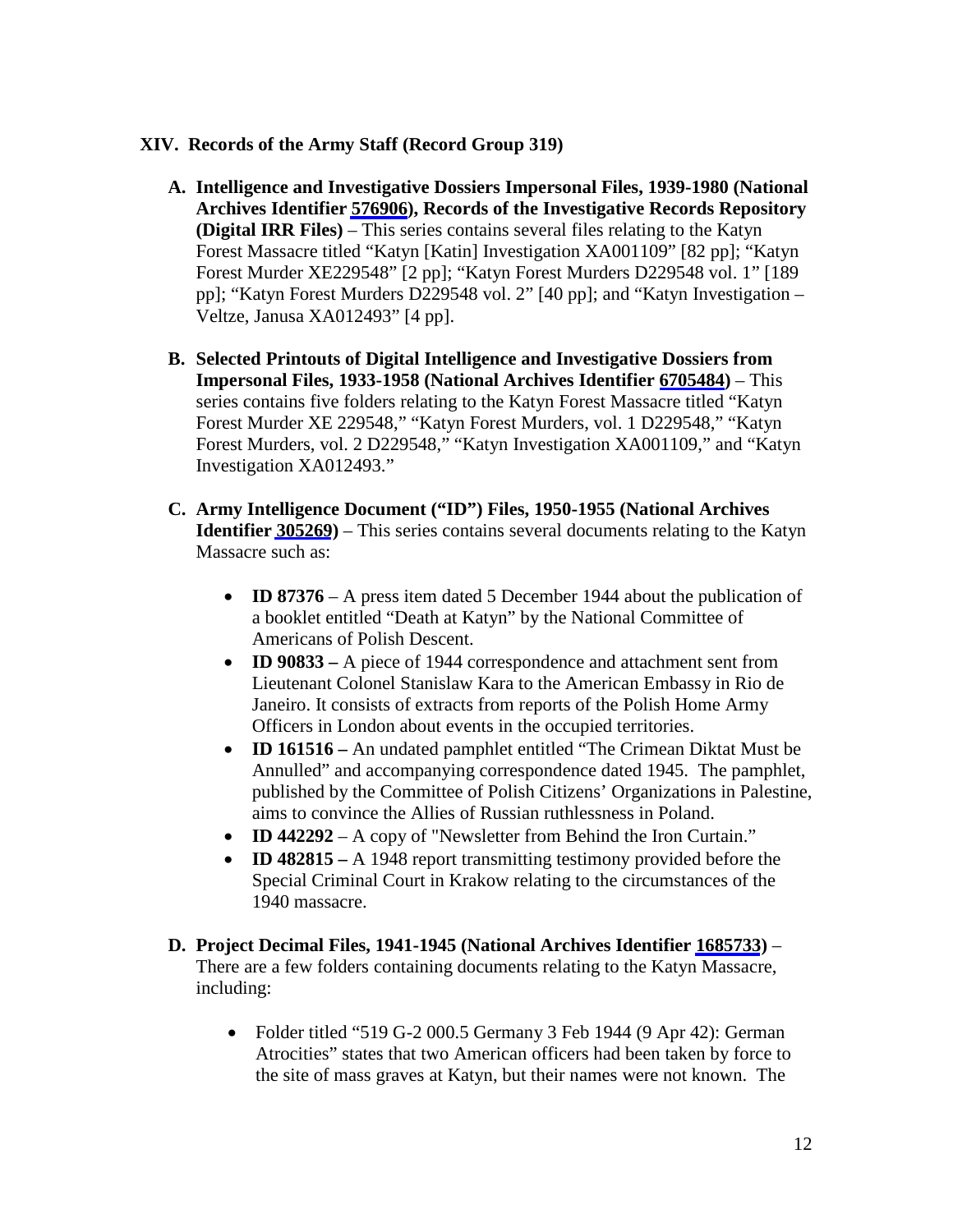## XIV. Records of the Army Staff (Record Group 319)

**A. Intelligence and Investigative Dossiers Impersonal Files, 1939-1980 (National Archives Identifier 576906), Records of the Investigative Records Repository (Digital IRR Files)** – This series contains several files relating to the Katyn Forest Massacre titled "Katyn [Katin] Investigation XA001109" [82 pp]; "Katyn Forest Murder XE229548" [2 pp]; "Katyn Forest Murders D229548 vol. 1" [189 pp]; "Katyn Forest Murders D229548 vol. 2" [40 pp]; and "Katyn Investigation – Veltze, Janusa XA012493" [4 pp].

**B. Selected Printouts of Digital Intelligence and Investigative Dossiers from Impersonal Files, 1933-1958 (National Archives Identifier 6705484)** – This series contains five folders relating to the Katyn Forest Massacre titled "Katyn Forest Murder XE 229548," "Katyn Forest Murders, vol. 1 D229548," "Katyn Forest Murders, vol. 2 D229548," "Katyn Investigation XA001109," and "Katyn Investigation XA012493."

**C. Army Intelligence Document ("ID") Files, 1950-1955 (National Archives Identifier 305269)** – This series contains several documents relating to the Katyn Massacre such as:

- **ID 87376** – A press item dated 5 December 1944 about the publication of a booklet entitled "Death at Katyn" by the National Committee of Americans of Polish Descent.
- **ID 90833 –** A piece of 1944 correspondence and attachment sent from Lieutenant Colonel Stanislaw Kara to the American Embassy in Rio de Janeiro. It consists of extracts from reports of the Polish Home Army Officers in London about events in the occupied territories.
- **ID 161516 –** An undated pamphlet entitled "The Crimean Diktat Must be Annulled" and accompanying correspondence dated 1945. The pamphlet, published by the Committee of Polish Citizens' Organizations in Palestine, aims to convince the Allies of Russian ruthlessness in Poland.
- **ID 442292** – A copy of "Newsletter from Behind the Iron Curtain."
- **ID 482815 –** A 1948 report transmitting testimony provided before the Special Criminal Court in Krakow relating to the circumstances of the 1940 massacre.

**D. Project Decimal Files, 1941-1945 (National Archives Identifier 1685733)** – There are a few folders containing documents relating to the Katyn Massacre, including:

- Folder titled "519 G-2 000.5 Germany 3 Feb 1944 (9 Apr 42): German Atrocities" states that two American officers had been taken by force to the site of mass graves at Katyn, but their names were not known. The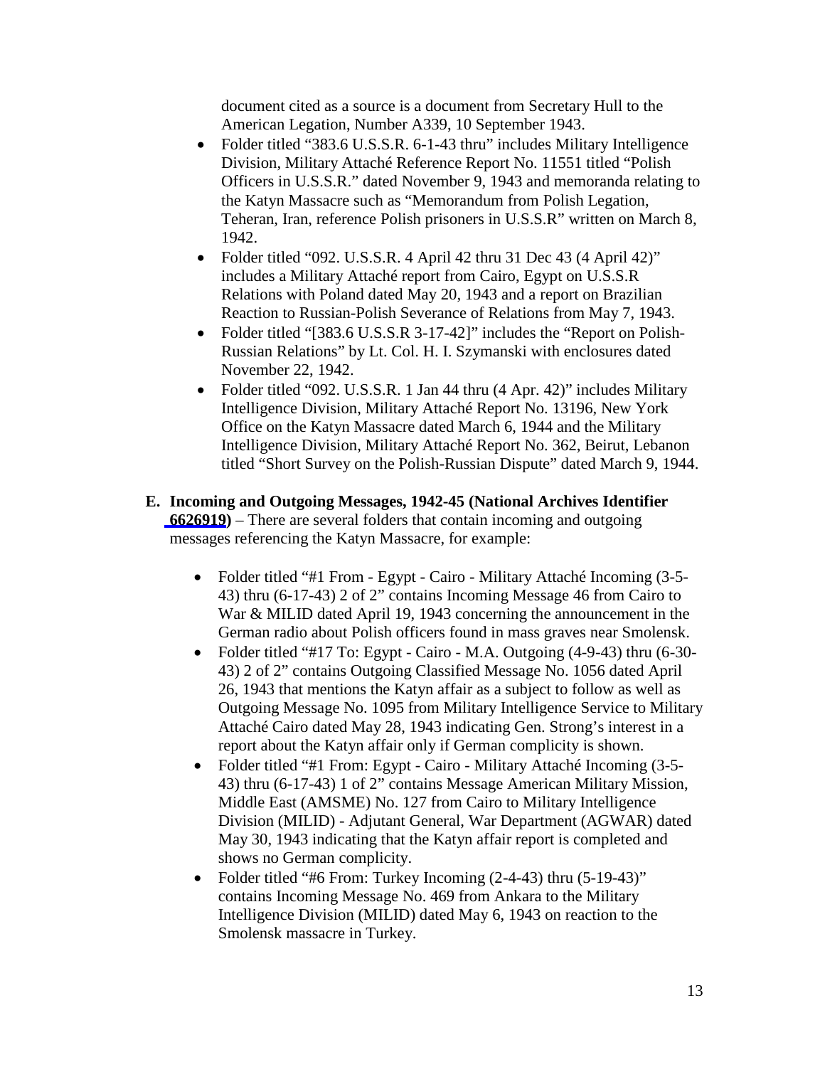document cited as a source is a document from Secretary Hull to the American Legation, Number A339, 10 September 1943.

- Folder titled "383.6 U.S.S.R. 6-1-43 thru" includes Military Intelligence Division, Military Attaché Reference Report No. 11551 titled "Polish Officers in U.S.S.R." dated November 9, 1943 and memoranda relating to the Katyn Massacre such as "Memorandum from Polish Legation, Teheran, Iran, reference Polish prisoners in U.S.S.R" written on March 8, 1942.
- Folder titled "092. U.S.S.R. 4 April 42 thru 31 Dec 43 (4 April 42)" includes a Military Attaché report from Cairo, Egypt on U.S.S.R Relations with Poland dated May 20, 1943 and a report on Brazilian Reaction to Russian-Polish Severance of Relations from May 7, 1943.
- Folder titled "[383.6 U.S.S.R 3-17-42]" includes the "Report on Polish-Russian Relations" by Lt. Col. H. I. Szymanski with enclosures dated November 22, 1942.
- Folder titled "092. U.S.S.R. 1 Jan 44 thru (4 Apr. 42)" includes Military Intelligence Division, Military Attaché Report No. 13196, New York Office on the Katyn Massacre dated March 6, 1944 and the Military Intelligence Division, Military Attaché Report No. 362, Beirut, Lebanon titled "Short Survey on the Polish-Russian Dispute" dated March 9, 1944.

**E. Incoming and Outgoing Messages, 1942-45 (National Archives Identifier 6626919)** – There are several folders that contain incoming and outgoing messages referencing the Katyn Massacre, for example:

- Folder titled "#1 From - Egypt - Cairo - Military Attaché Incoming (3-5-43) thru (6-17-43) 2 of 2" contains Incoming Message 46 from Cairo to War & MILID dated April 19, 1943 concerning the announcement in the German radio about Polish officers found in mass graves near Smolensk.
- Folder titled "#17 To: Egypt - Cairo - M.A. Outgoing (4-9-43) thru (6-30-43) 2 of 2" contains Outgoing Classified Message No. 1056 dated April 26, 1943 that mentions the Katyn affair as a subject to follow as well as Outgoing Message No. 1095 from Military Intelligence Service to Military Attaché Cairo dated May 28, 1943 indicating Gen. Strong's interest in a report about the Katyn affair only if German complicity is shown.
- Folder titled "#1 From: Egypt - Cairo - Military Attaché Incoming (3-5-43) thru (6-17-43) 1 of 2" contains Message American Military Mission, Middle East (AMSME) No. 127 from Cairo to Military Intelligence Division (MILID) - Adjutant General, War Department (AGWAR) dated May 30, 1943 indicating that the Katyn affair report is completed and shows no German complicity.
- Folder titled "#6 From: Turkey Incoming (2-4-43) thru (5-19-43)" contains Incoming Message No. 469 from Ankara to the Military Intelligence Division (MILID) dated May 6, 1943 on reaction to the Smolensk massacre in Turkey.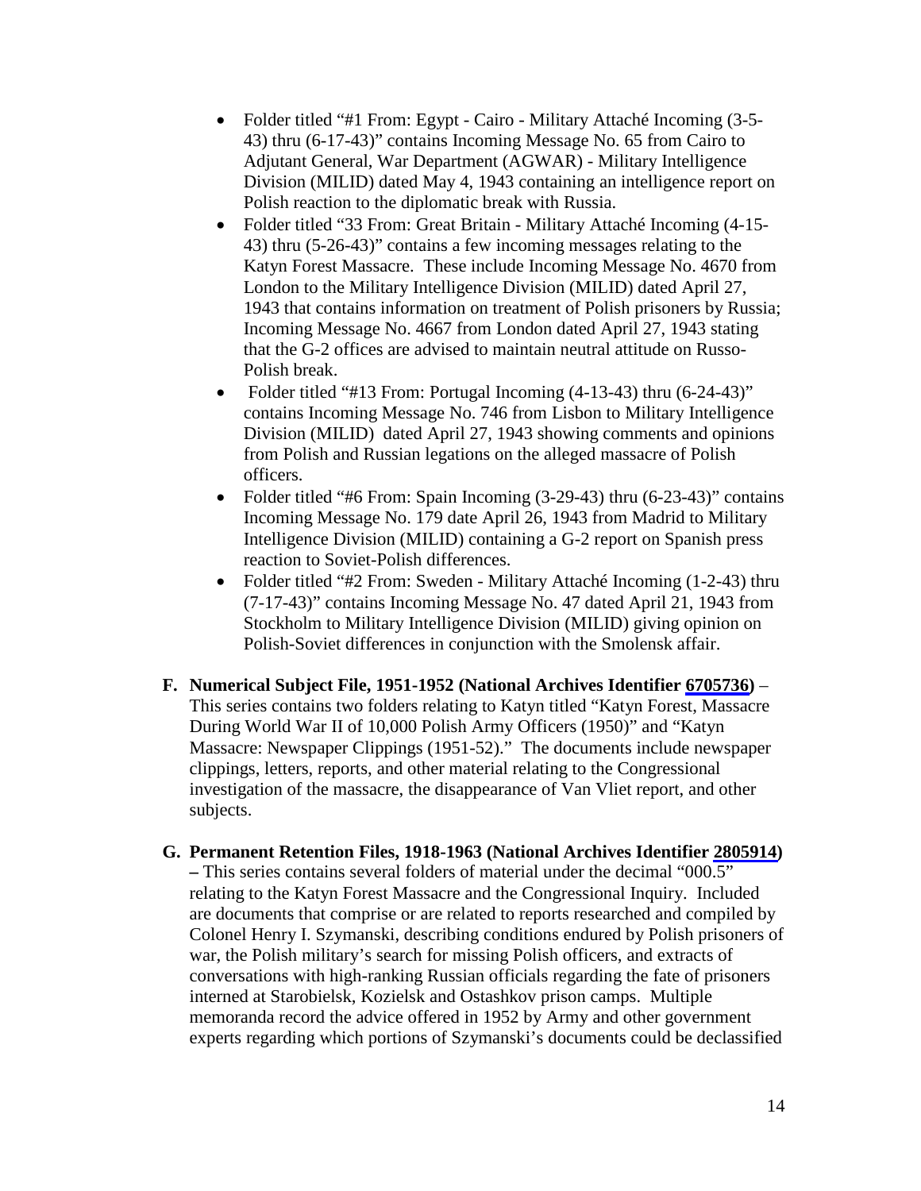- Folder titled "#1 From: Egypt - Cairo - Military Attaché Incoming (3-5-43) thru (6-17-43)" contains Incoming Message No. 65 from Cairo to Adjutant General, War Department (AGWAR) - Military Intelligence Division (MILID) dated May 4, 1943 containing an intelligence report on Polish reaction to the diplomatic break with Russia.
- Folder titled "33 From: Great Britain - Military Attaché Incoming (4-15-43) thru (5-26-43)" contains a few incoming messages relating to the Katyn Forest Massacre. These include Incoming Message No. 4670 from London to the Military Intelligence Division (MILID) dated April 27, 1943 that contains information on treatment of Polish prisoners by Russia; Incoming Message No. 4667 from London dated April 27, 1943 stating that the G-2 offices are advised to maintain neutral attitude on Russo-Polish break.
- Folder titled "#13 From: Portugal Incoming (4-13-43) thru (6-24-43)" contains Incoming Message No. 746 from Lisbon to Military Intelligence Division (MILID) dated April 27, 1943 showing comments and opinions from Polish and Russian legations on the alleged massacre of Polish officers.
- Folder titled "#6 From: Spain Incoming (3-29-43) thru (6-23-43)" contains Incoming Message No. 179 date April 26, 1943 from Madrid to Military Intelligence Division (MILID) containing a G-2 report on Spanish press reaction to Soviet-Polish differences.
- Folder titled "#2 From: Sweden - Military Attaché Incoming (1-2-43) thru (7-17-43)" contains Incoming Message No. 47 dated April 21, 1943 from Stockholm to Military Intelligence Division (MILID) giving opinion on Polish-Soviet differences in conjunction with the Smolensk affair.

**F. Numerical Subject File, 1951-1952 (National Archives Identifier 6705736)** – This series contains two folders relating to Katyn titled "Katyn Forest, Massacre During World War II of 10,000 Polish Army Officers (1950)" and "Katyn Massacre: Newspaper Clippings (1951-52)." The documents include newspaper clippings, letters, reports, and other material relating to the Congressional investigation of the massacre, the disappearance of Van Vliet report, and other subjects.

**G. Permanent Retention Files, 1918-1963 (National Archives Identifier 2805914) –** This series contains several folders of material under the decimal "000.5" relating to the Katyn Forest Massacre and the Congressional Inquiry. Included are documents that comprise or are related to reports researched and compiled by Colonel Henry I. Szymanski, describing conditions endured by Polish prisoners of war, the Polish military's search for missing Polish officers, and extracts of conversations with high-ranking Russian officials regarding the fate of prisoners interned at Starobielsk, Kozielsk and Ostashkov prison camps. Multiple memoranda record the advice offered in 1952 by Army and other government experts regarding which portions of Szymanski's documents could be declassified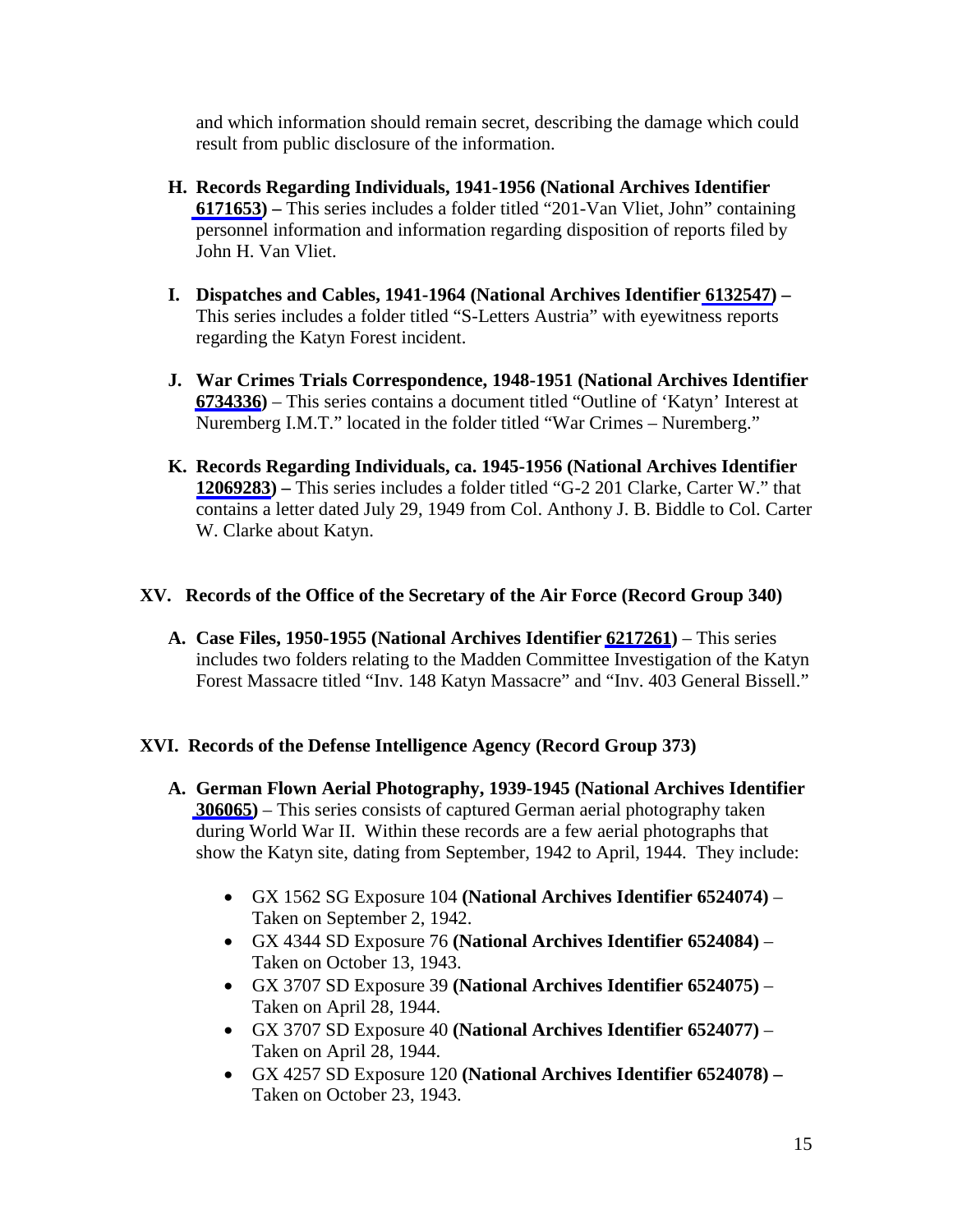and which information should remain secret, describing the damage which could result from public disclosure of the information.

H. **Records Regarding Individuals, 1941-1956 (National Archives Identifier 6171653) –** This series includes a folder titled "201-Van Vliet, John" containing personnel information and information regarding disposition of reports filed by John H. Van Vliet.

I. **Dispatches and Cables, 1941-1964 (National Archives Identifier 6132547) –** This series includes a folder titled "S-Letters Austria" with eyewitness reports regarding the Katyn Forest incident.

J. **War Crimes Trials Correspondence, 1948-1951 (National Archives Identifier 6734336)** – This series contains a document titled "Outline of 'Katyn' Interest at Nuremberg I.M.T." located in the folder titled "War Crimes – Nuremberg."

K. **Records Regarding Individuals, ca. 1945-1956 (National Archives Identifier 12069283) –** This series includes a folder titled "G-2 201 Clarke, Carter W." that contains a letter dated July 29, 1949 from Col. Anthony J. B. Biddle to Col. Carter W. Clarke about Katyn.

## XV. Records of the Office of the Secretary of the Air Force (Record Group 340)

A. **Case Files, 1950-1955 (National Archives Identifier 6217261)** – This series includes two folders relating to the Madden Committee Investigation of the Katyn Forest Massacre titled "Inv. 148 Katyn Massacre" and "Inv. 403 General Bissell."

## XVI. Records of the Defense Intelligence Agency (Record Group 373)

A. **German Flown Aerial Photography, 1939-1945 (National Archives Identifier 306065)** – This series consists of captured German aerial photography taken during World War II. Within these records are a few aerial photographs that show the Katyn site, dating from September, 1942 to April, 1944. They include:

- GX 1562 SG Exposure 104 **(National Archives Identifier 6524074)** – Taken on September 2, 1942.
- GX 4344 SD Exposure 76 **(National Archives Identifier 6524084)** – Taken on October 13, 1943.
- GX 3707 SD Exposure 39 **(National Archives Identifier 6524075)** – Taken on April 28, 1944.
- GX 3707 SD Exposure 40 **(National Archives Identifier 6524077)** – Taken on April 28, 1944.
- GX 4257 SD Exposure 120 **(National Archives Identifier 6524078) –** Taken on October 23, 1943.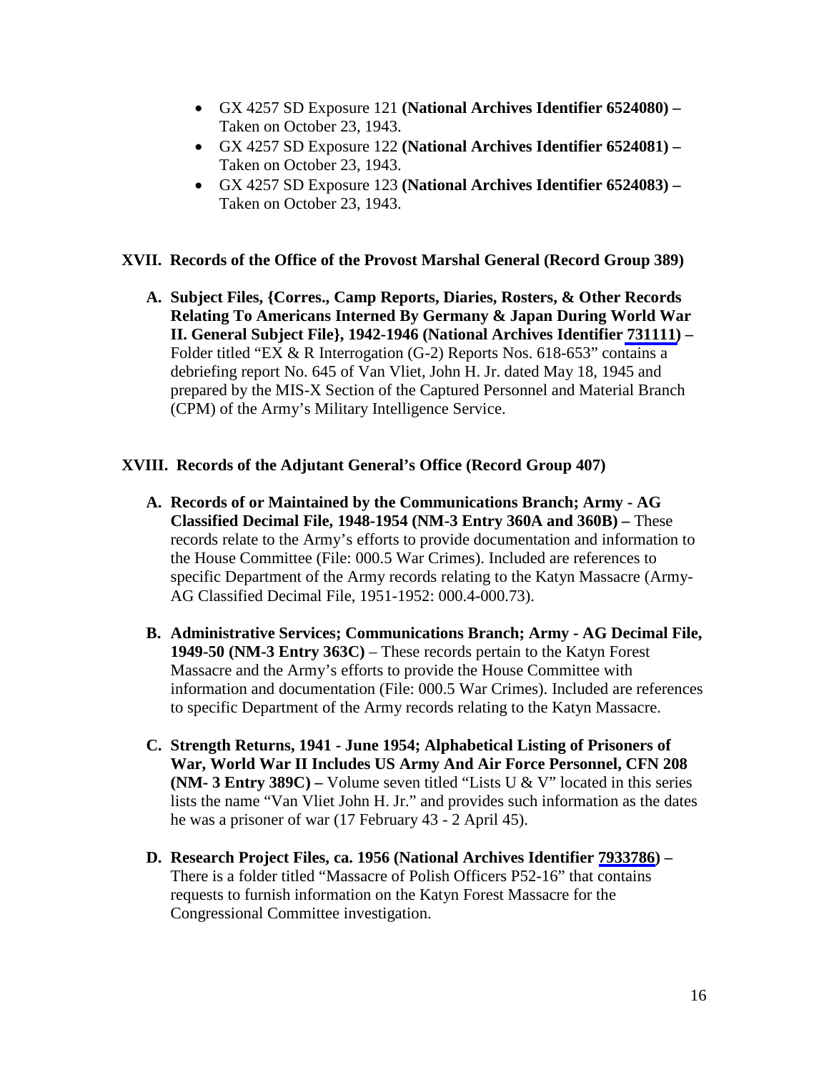- GX 4257 SD Exposure 121 **(National Archives Identifier 6524080) –** Taken on October 23, 1943.
- GX 4257 SD Exposure 122 **(National Archives Identifier 6524081) –** Taken on October 23, 1943.
- GX 4257 SD Exposure 123 **(National Archives Identifier 6524083) –** Taken on October 23, 1943.

## XVII. Records of the Office of the Provost Marshal General (Record Group 389)

**A. Subject Files, {Corres., Camp Reports, Diaries, Rosters, & Other Records Relating To Americans Interned By Germany & Japan During World War II. General Subject File}, 1942-1946 (National Archives Identifier 731111) –** Folder titled "EX & R Interrogation (G-2) Reports Nos. 618-653" contains a debriefing report No. 645 of Van Vliet, John H. Jr. dated May 18, 1945 and prepared by the MIS-X Section of the Captured Personnel and Material Branch (CPM) of the Army's Military Intelligence Service.

## XVIII. Records of the Adjutant General's Office (Record Group 407)

**A. Records of or Maintained by the Communications Branch; Army - AG Classified Decimal File, 1948-1954 (NM-3 Entry 360A and 360B) –** These records relate to the Army's efforts to provide documentation and information to the House Committee (File: 000.5 War Crimes). Included are references to specific Department of the Army records relating to the Katyn Massacre (Army-AG Classified Decimal File, 1951-1952: 000.4-000.73).

**B. Administrative Services; Communications Branch; Army - AG Decimal File, 1949-50 (NM-3 Entry 363C)** – These records pertain to the Katyn Forest Massacre and the Army's efforts to provide the House Committee with information and documentation (File: 000.5 War Crimes). Included are references to specific Department of the Army records relating to the Katyn Massacre.

**C. Strength Returns, 1941 - June 1954; Alphabetical Listing of Prisoners of War, World War II Includes US Army And Air Force Personnel, CFN 208 (NM- 3 Entry 389C) –** Volume seven titled "Lists U & V" located in this series lists the name "Van Vliet John H. Jr." and provides such information as the dates he was a prisoner of war (17 February 43 - 2 April 45).

**D. Research Project Files, ca. 1956 (National Archives Identifier 7933786) –** There is a folder titled "Massacre of Polish Officers P52-16" that contains requests to furnish information on the Katyn Forest Massacre for the Congressional Committee investigation.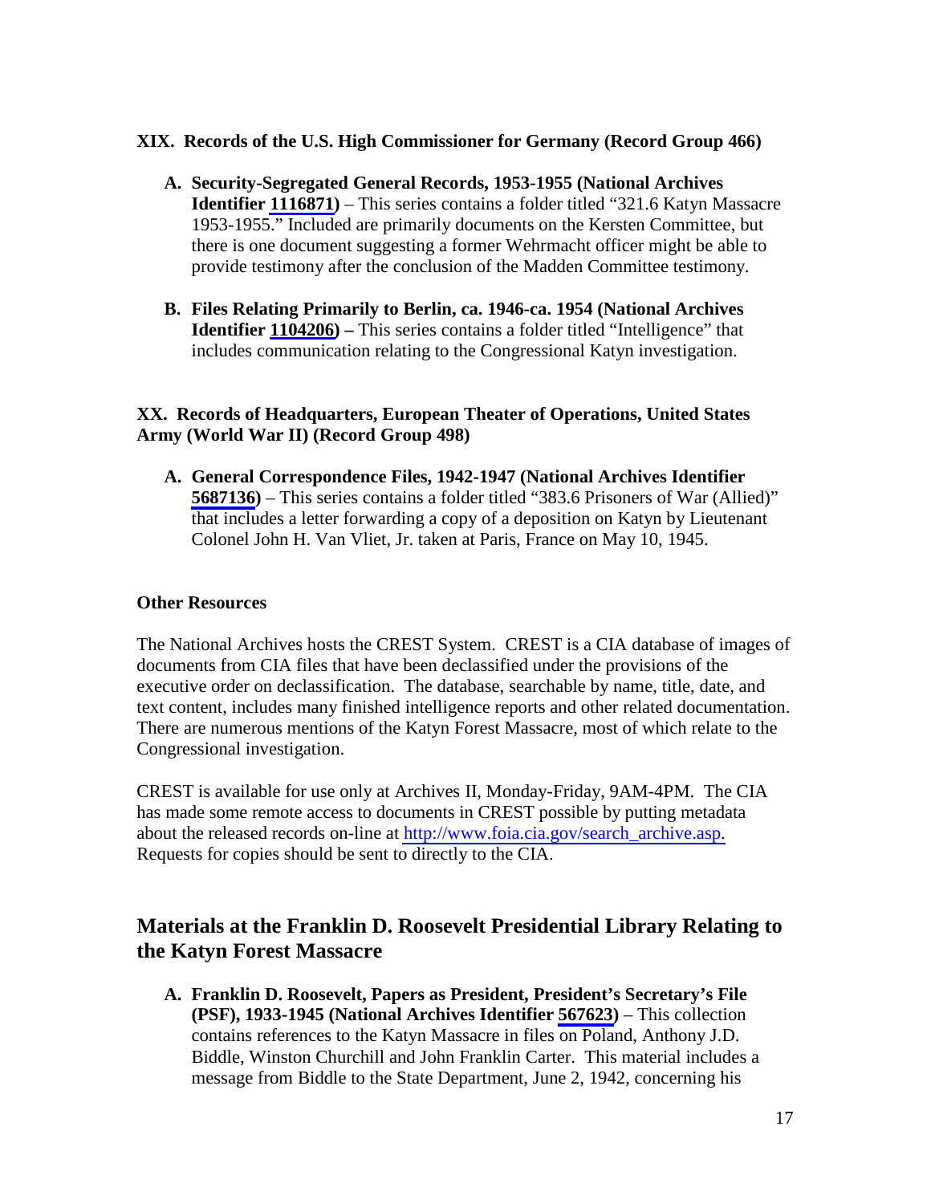### XIX. Records of the U.S. High Commissioner for Germany (Record Group 466)

A. **Security-Segregated General Records, 1953-1955 (National Archives Identifier 1116871)** – This series contains a folder titled "321.6 Katyn Massacre 1953-1955." Included are primarily documents on the Kersten Committee, but there is one document suggesting a former Wehrmacht officer might be able to provide testimony after the conclusion of the Madden Committee testimony.

B. **Files Relating Primarily to Berlin, ca. 1946-ca. 1954 (National Archives Identifier 1104206) –** This series contains a folder titled "Intelligence" that includes communication relating to the Congressional Katyn investigation.

### XX. Records of Headquarters, European Theater of Operations, United States Army (World War II) (Record Group 498)

A. **General Correspondence Files, 1942-1947 (National Archives Identifier 5687136)** – This series contains a folder titled "383.6 Prisoners of War (Allied)" that includes a letter forwarding a copy of a deposition on Katyn by Lieutenant Colonel John H. Van Vliet, Jr. taken at Paris, France on May 10, 1945.

### Other Resources

The National Archives hosts the CREST System. CREST is a CIA database of images of documents from CIA files that have been declassified under the provisions of the executive order on declassification. The database, searchable by name, title, date, and text content, includes many finished intelligence reports and other related documentation. There are numerous mentions of the Katyn Forest Massacre, most of which relate to the Congressional investigation.

CREST is available for use only at Archives II, Monday-Friday, 9AM-4PM. The CIA has made some remote access to documents in CREST possible by putting metadata about the released records on-line at http://www.foia.cia.gov/search_archive.asp. Requests for copies should be sent to directly to the CIA.

## Materials at the Franklin D. Roosevelt Presidential Library Relating to the Katyn Forest Massacre

A. **Franklin D. Roosevelt, Papers as President, President's Secretary's File (PSF), 1933-1945 (National Archives Identifier 567623)** – This collection contains references to the Katyn Massacre in files on Poland, Anthony J.D. Biddle, Winston Churchill and John Franklin Carter. This material includes a message from Biddle to the State Department, June 2, 1942, concerning his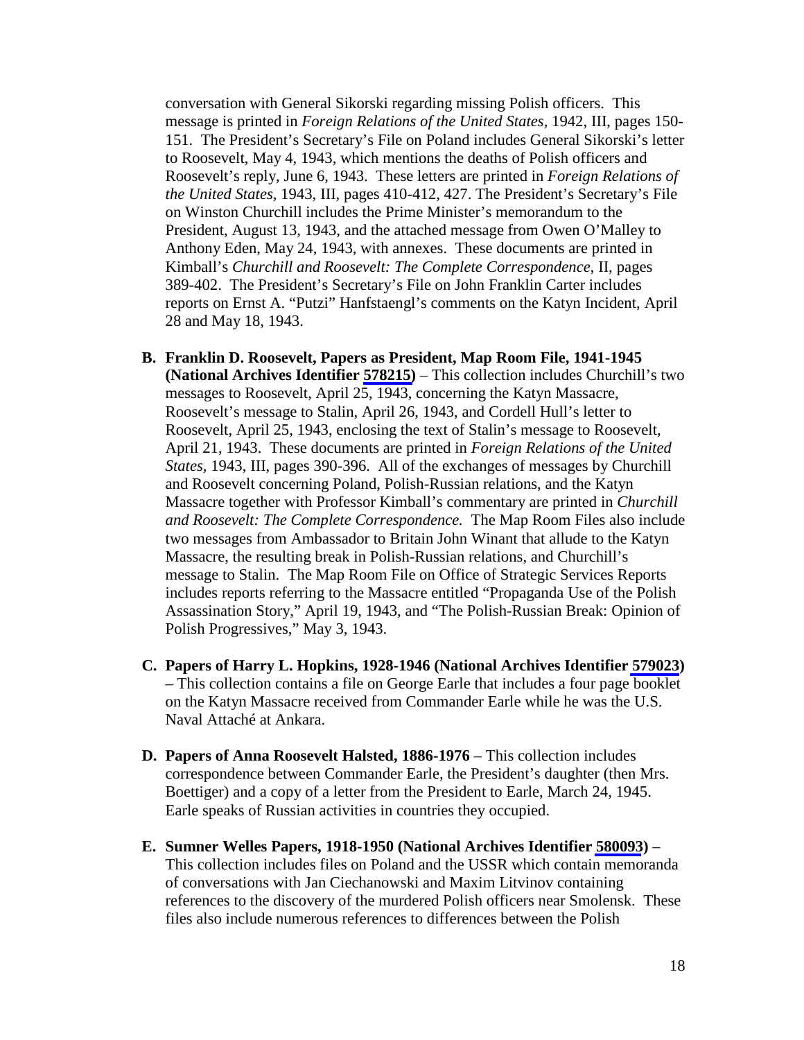conversation with General Sikorski regarding missing Polish officers. This message is printed in *Foreign Relations of the United States*, 1942, III, pages 150-151. The President's Secretary's File on Poland includes General Sikorski's letter to Roosevelt, May 4, 1943, which mentions the deaths of Polish officers and Roosevelt's reply, June 6, 1943. These letters are printed in *Foreign Relations of the United States*, 1943, III, pages 410-412, 427. The President's Secretary's File on Winston Churchill includes the Prime Minister's memorandum to the President, August 13, 1943, and the attached message from Owen O'Malley to Anthony Eden, May 24, 1943, with annexes. These documents are printed in Kimball's *Churchill and Roosevelt: The Complete Correspondence*, II, pages 389-402. The President's Secretary's File on John Franklin Carter includes reports on Ernst A. "Putzi" Hanfstaengl's comments on the Katyn Incident, April 28 and May 18, 1943.

**B. Franklin D. Roosevelt, Papers as President, Map Room File, 1941-1945 (National Archives Identifier 578215)** – This collection includes Churchill's two messages to Roosevelt, April 25, 1943, concerning the Katyn Massacre, Roosevelt's message to Stalin, April 26, 1943, and Cordell Hull's letter to Roosevelt, April 25, 1943, enclosing the text of Stalin's message to Roosevelt, April 21, 1943. These documents are printed in *Foreign Relations of the United States*, 1943, III, pages 390-396. All of the exchanges of messages by Churchill and Roosevelt concerning Poland, Polish-Russian relations, and the Katyn Massacre together with Professor Kimball's commentary are printed in *Churchill and Roosevelt: The Complete Correspondence.* The Map Room Files also include two messages from Ambassador to Britain John Winant that allude to the Katyn Massacre, the resulting break in Polish-Russian relations, and Churchill's message to Stalin. The Map Room File on Office of Strategic Services Reports includes reports referring to the Massacre entitled "Propaganda Use of the Polish Assassination Story," April 19, 1943, and "The Polish-Russian Break: Opinion of Polish Progressives," May 3, 1943.

**C. Papers of Harry L. Hopkins, 1928-1946 (National Archives Identifier 579023)** – This collection contains a file on George Earle that includes a four page booklet on the Katyn Massacre received from Commander Earle while he was the U.S. Naval Attaché at Ankara.

**D. Papers of Anna Roosevelt Halsted, 1886-1976** – This collection includes correspondence between Commander Earle, the President's daughter (then Mrs. Boettiger) and a copy of a letter from the President to Earle, March 24, 1945. Earle speaks of Russian activities in countries they occupied.

**E. Sumner Welles Papers, 1918-1950 (National Archives Identifier 580093)** – This collection includes files on Poland and the USSR which contain memoranda of conversations with Jan Ciechanowski and Maxim Litvinov containing references to the discovery of the murdered Polish officers near Smolensk. These files also include numerous references to differences between the Polish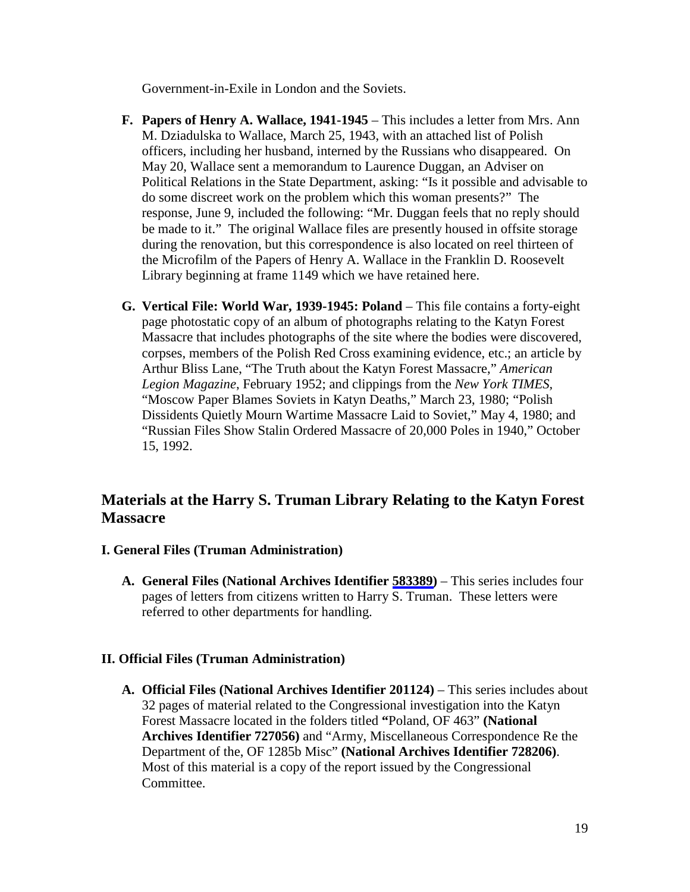Government-in-Exile in London and the Soviets.

F. **Papers of Henry A. Wallace, 1941-1945** – This includes a letter from Mrs. Ann M. Dziadulska to Wallace, March 25, 1943, with an attached list of Polish officers, including her husband, interned by the Russians who disappeared. On May 20, Wallace sent a memorandum to Laurence Duggan, an Adviser on Political Relations in the State Department, asking: "Is it possible and advisable to do some discreet work on the problem which this woman presents?" The response, June 9, included the following: "Mr. Duggan feels that no reply should be made to it." The original Wallace files are presently housed in offsite storage during the renovation, but this correspondence is also located on reel thirteen of the Microfilm of the Papers of Henry A. Wallace in the Franklin D. Roosevelt Library beginning at frame 1149 which we have retained here.

G. **Vertical File: World War, 1939-1945: Poland** – This file contains a forty-eight page photostatic copy of an album of photographs relating to the Katyn Forest Massacre that includes photographs of the site where the bodies were discovered, corpses, members of the Polish Red Cross examining evidence, etc.; an article by Arthur Bliss Lane, "The Truth about the Katyn Forest Massacre," *American Legion Magazine*, February 1952; and clippings from the *New York TIMES*, "Moscow Paper Blames Soviets in Katyn Deaths," March 23, 1980; "Polish Dissidents Quietly Mourn Wartime Massacre Laid to Soviet," May 4, 1980; and "Russian Files Show Stalin Ordered Massacre of 20,000 Poles in 1940," October 15, 1992.

## Materials at the Harry S. Truman Library Relating to the Katyn Forest Massacre

### I. General Files (Truman Administration)

A. **General Files (National Archives Identifier 583389)** – This series includes four pages of letters from citizens written to Harry S. Truman. These letters were referred to other departments for handling.

### II. Official Files (Truman Administration)

A. **Official Files (National Archives Identifier 201124)** – This series includes about 32 pages of material related to the Congressional investigation into the Katyn Forest Massacre located in the folders titled "Poland, OF 463" **(National Archives Identifier 727056)** and "Army, Miscellaneous Correspondence Re the Department of the, OF 1285b Misc" **(National Archives Identifier 728206)**. Most of this material is a copy of the report issued by the Congressional Committee.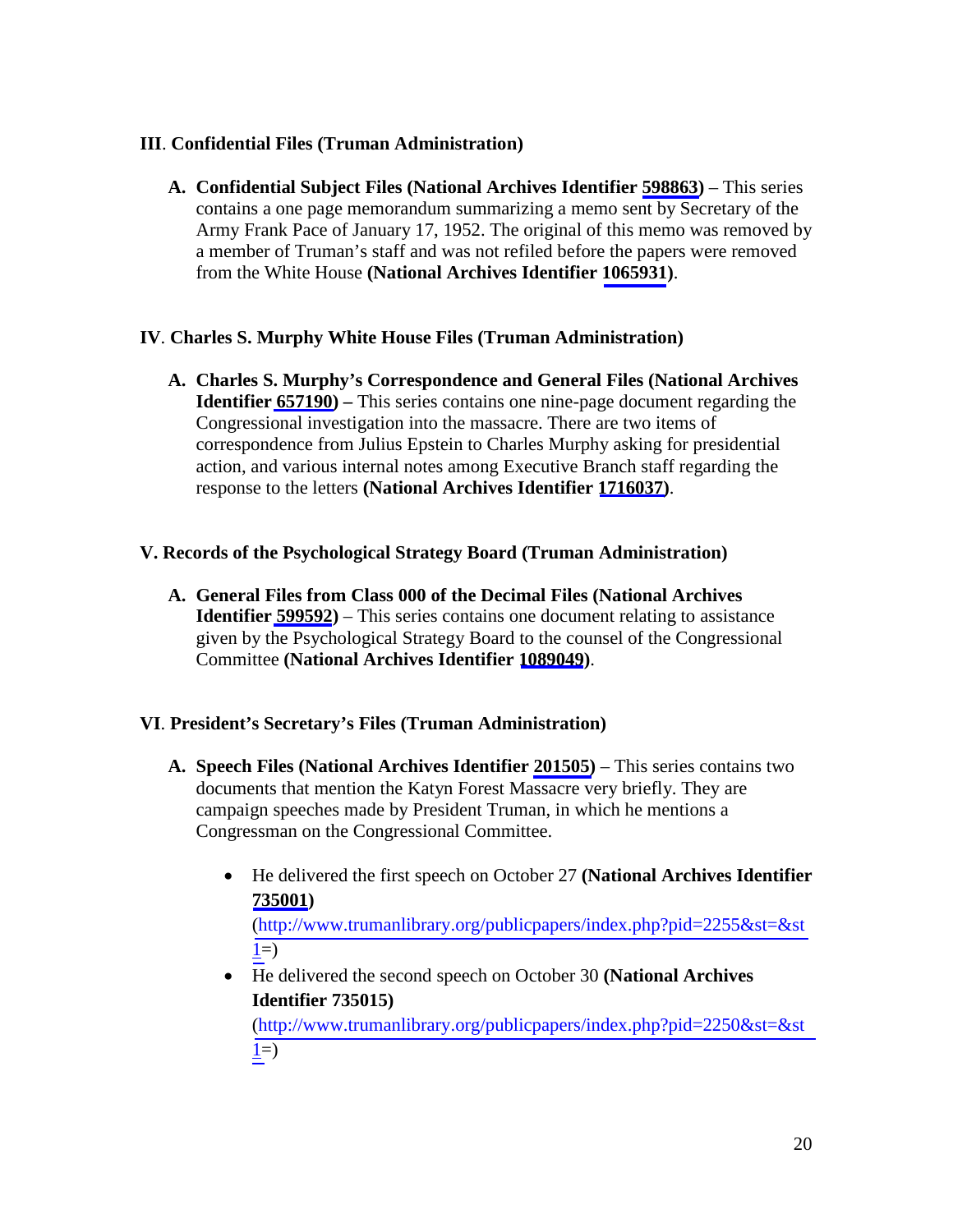## III. Confidential Files (Truman Administration)

A. **Confidential Subject Files (National Archives Identifier 598863)** – This series contains a one page memorandum summarizing a memo sent by Secretary of the Army Frank Pace of January 17, 1952. The original of this memo was removed by a member of Truman's staff and was not refiled before the papers were removed from the White House **(National Archives Identifier 1065931)**.

## IV. Charles S. Murphy White House Files (Truman Administration)

A. **Charles S. Murphy's Correspondence and General Files (National Archives Identifier 657190) –** This series contains one nine-page document regarding the Congressional investigation into the massacre. There are two items of correspondence from Julius Epstein to Charles Murphy asking for presidential action, and various internal notes among Executive Branch staff regarding the response to the letters **(National Archives Identifier 1716037)**.

## V. Records of the Psychological Strategy Board (Truman Administration)

A. **General Files from Class 000 of the Decimal Files (National Archives Identifier 599592)** – This series contains one document relating to assistance given by the Psychological Strategy Board to the counsel of the Congressional Committee **(National Archives Identifier 1089049)**.

## VI. President's Secretary's Files (Truman Administration)

A. **Speech Files (National Archives Identifier 201505)** – This series contains two documents that mention the Katyn Forest Massacre very briefly. They are campaign speeches made by President Truman, in which he mentions a Congressman on the Congressional Committee.

- He delivered the first speech on October 27 **(National Archives Identifier 735001)** (http://www.trumanlibrary.org/publicpapers/index.php?pid=2255&st=&st1=)
- He delivered the second speech on October 30 **(National Archives Identifier 735015)** (http://www.trumanlibrary.org/publicpapers/index.php?pid=2250&st=&st1=)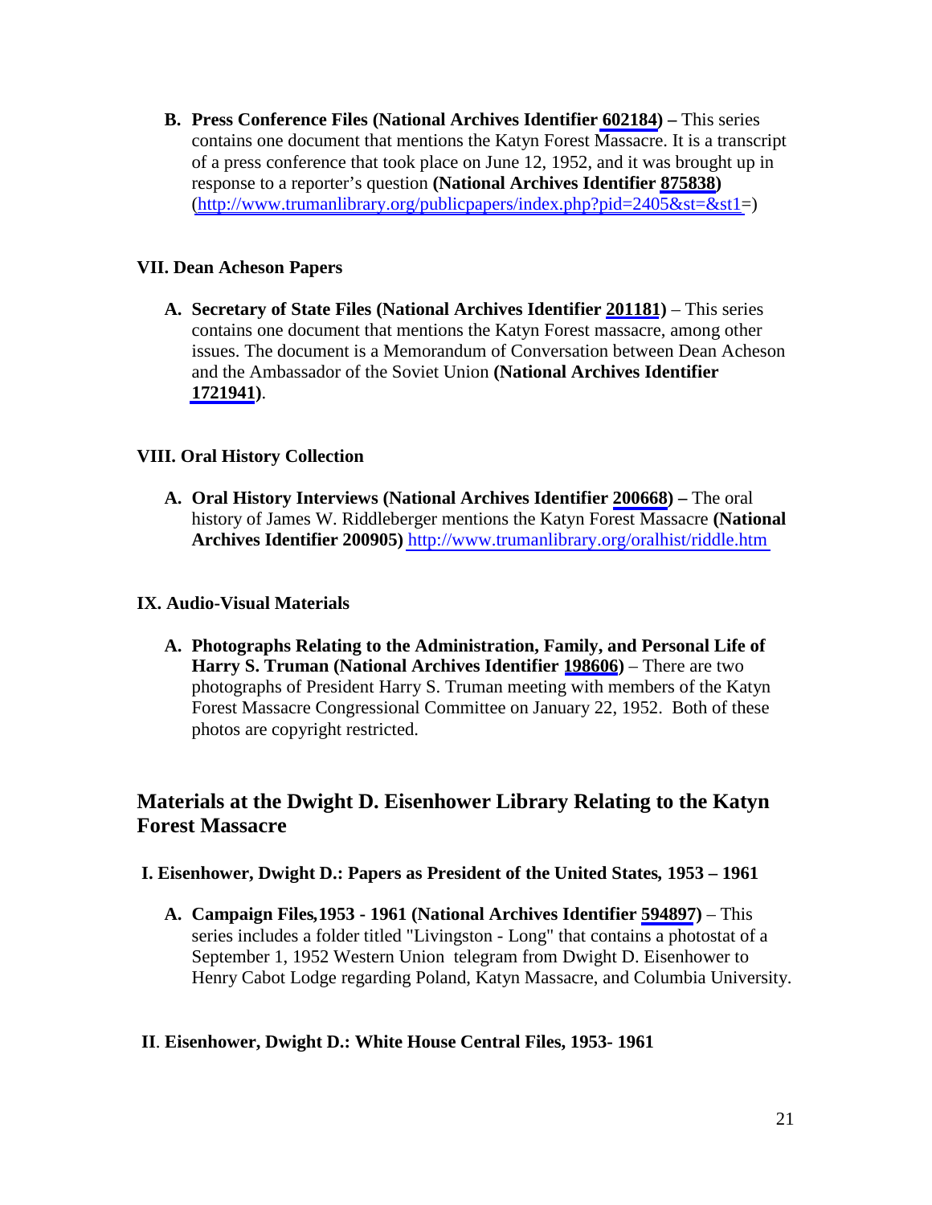B. **Press Conference Files (National Archives Identifier 602184) –** This series contains one document that mentions the Katyn Forest Massacre. It is a transcript of a press conference that took place on June 12, 1952, and it was brought up in response to a reporter's question **(National Archives Identifier 875838)** (http://www.trumanlibrary.org/publicpapers/index.php?pid=2405&st=&st1=)

**VII. Dean Acheson Papers**

A. **Secretary of State Files (National Archives Identifier 201181)** – This series contains one document that mentions the Katyn Forest massacre, among other issues. The document is a Memorandum of Conversation between Dean Acheson and the Ambassador of the Soviet Union **(National Archives Identifier 1721941)**.

**VIII. Oral History Collection**

A. **Oral History Interviews (National Archives Identifier 200668) –** The oral history of James W. Riddleberger mentions the Katyn Forest Massacre **(National Archives Identifier 200905)** http://www.trumanlibrary.org/oralhist/riddle.htm

**IX. Audio-Visual Materials**

A. **Photographs Relating to the Administration, Family, and Personal Life of Harry S. Truman (National Archives Identifier 198606)** – There are two photographs of President Harry S. Truman meeting with members of the Katyn Forest Massacre Congressional Committee on January 22, 1952. Both of these photos are copyright restricted.

## Materials at the Dwight D. Eisenhower Library Relating to the Katyn Forest Massacre

**I. Eisenhower, Dwight D.: Papers as President of the United States, 1953 – 1961**

A. **Campaign Files,1953 - 1961 (National Archives Identifier 594897)** – This series includes a folder titled "Livingston - Long" that contains a photostat of a September 1, 1952 Western Union telegram from Dwight D. Eisenhower to Henry Cabot Lodge regarding Poland, Katyn Massacre, and Columbia University.

**II. Eisenhower, Dwight D.: White House Central Files, 1953- 1961**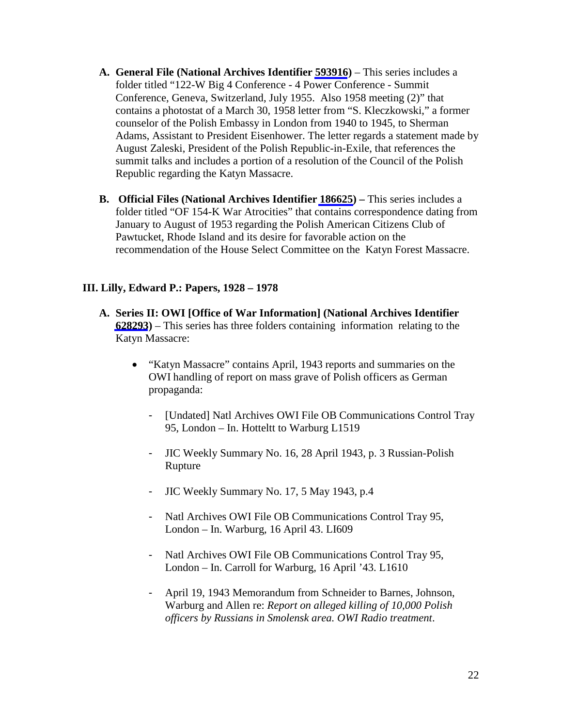**A. General File (National Archives Identifier 593916)** – This series includes a folder titled "122-W Big 4 Conference - 4 Power Conference - Summit Conference, Geneva, Switzerland, July 1955. Also 1958 meeting (2)" that contains a photostat of a March 30, 1958 letter from "S. Kleczkowski," a former counselor of the Polish Embassy in London from 1940 to 1945, to Sherman Adams, Assistant to President Eisenhower. The letter regards a statement made by August Zaleski, President of the Polish Republic-in-Exile, that references the summit talks and includes a portion of a resolution of the Council of the Polish Republic regarding the Katyn Massacre.

**B. Official Files (National Archives Identifier 186625) –** This series includes a folder titled "OF 154-K War Atrocities" that contains correspondence dating from January to August of 1953 regarding the Polish American Citizens Club of Pawtucket, Rhode Island and its desire for favorable action on the recommendation of the House Select Committee on the Katyn Forest Massacre.

## III. Lilly, Edward P.: Papers, 1928 – 1978

**A. Series II: OWI [Office of War Information] (National Archives Identifier 628293)** – This series has three folders containing information relating to the Katyn Massacre:

- "Katyn Massacre" contains April, 1943 reports and summaries on the OWI handling of report on mass grave of Polish officers as German propaganda:
  - [Undated] Natl Archives OWI File OB Communications Control Tray 95, London – In. Hotteltt to Warburg L1519
  - JIC Weekly Summary No. 16, 28 April 1943, p. 3 Russian-Polish Rupture
  - JIC Weekly Summary No. 17, 5 May 1943, p.4
  - Natl Archives OWI File OB Communications Control Tray 95, London – In. Warburg, 16 April 43. LI609
  - Natl Archives OWI File OB Communications Control Tray 95, London – In. Carroll for Warburg, 16 April '43. L1610
  - April 19, 1943 Memorandum from Schneider to Barnes, Johnson, Warburg and Allen re: *Report on alleged killing of 10,000 Polish officers by Russians in Smolensk area. OWI Radio treatment*.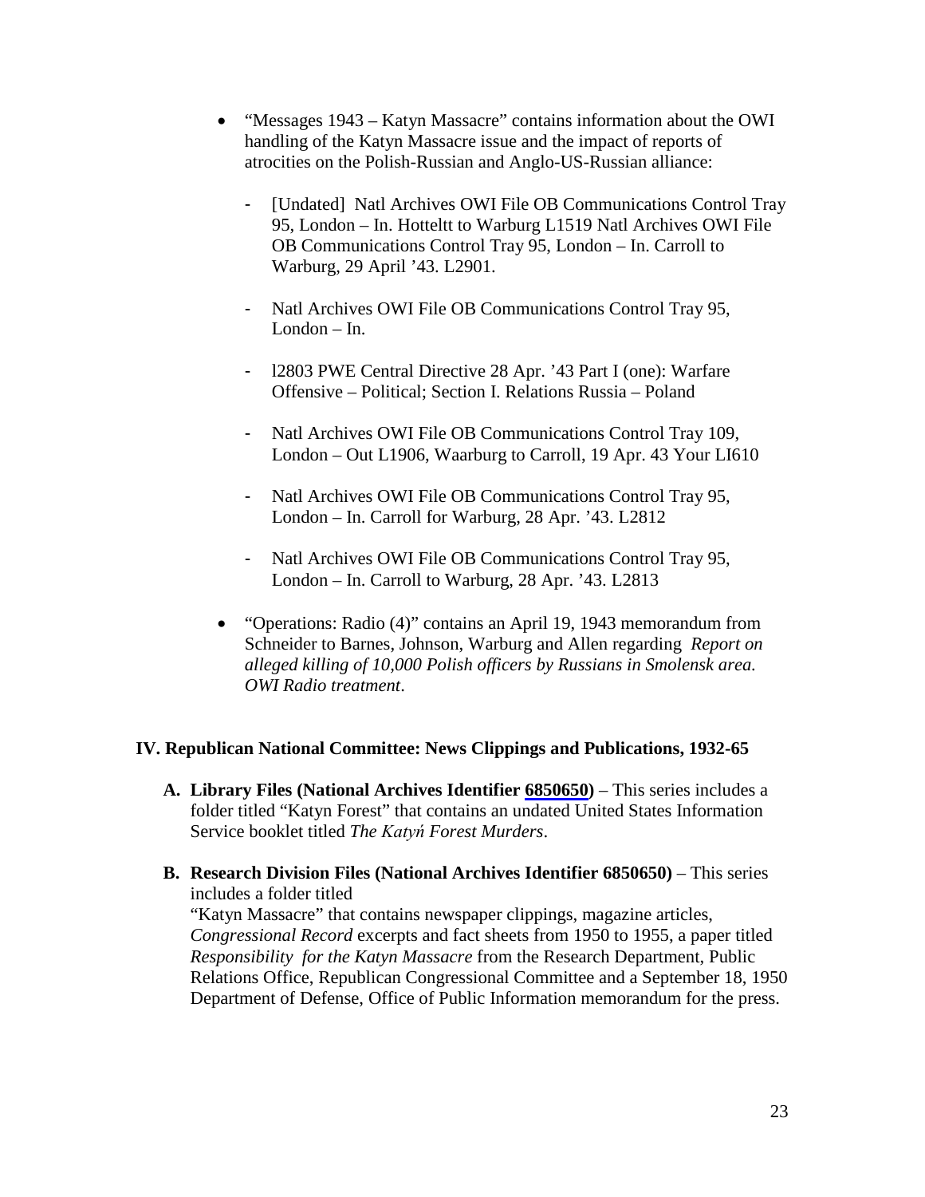- "Messages 1943 – Katyn Massacre" contains information about the OWI handling of the Katyn Massacre issue and the impact of reports of atrocities on the Polish-Russian and Anglo-US-Russian alliance:

  - [Undated] Natl Archives OWI File OB Communications Control Tray 95, London – In. Hotteltt to Warburg L1519 Natl Archives OWI File OB Communications Control Tray 95, London – In. Carroll to Warburg, 29 April '43. L2901.

  - Natl Archives OWI File OB Communications Control Tray 95, London – In.

  - l2803 PWE Central Directive 28 Apr. '43 Part I (one): Warfare Offensive – Political; Section I. Relations Russia – Poland

  - Natl Archives OWI File OB Communications Control Tray 109, London – Out L1906, Waarburg to Carroll, 19 Apr. 43 Your LI610

  - Natl Archives OWI File OB Communications Control Tray 95, London – In. Carroll for Warburg, 28 Apr. '43. L2812

  - Natl Archives OWI File OB Communications Control Tray 95, London – In. Carroll to Warburg, 28 Apr. '43. L2813

- "Operations: Radio (4)" contains an April 19, 1943 memorandum from Schneider to Barnes, Johnson, Warburg and Allen regarding *Report on alleged killing of 10,000 Polish officers by Russians in Smolensk area. OWI Radio treatment*.

## IV. Republican National Committee: News Clippings and Publications, 1932-65

**A. Library Files (National Archives Identifier 6850650)** – This series includes a folder titled "Katyn Forest" that contains an undated United States Information Service booklet titled *The Katyń Forest Murders*.

**B. Research Division Files (National Archives Identifier 6850650)** – This series includes a folder titled "Katyn Massacre" that contains newspaper clippings, magazine articles, *Congressional Record* excerpts and fact sheets from 1950 to 1955, a paper titled *Responsibility for the Katyn Massacre* from the Research Department, Public Relations Office, Republican Congressional Committee and a September 18, 1950 Department of Defense, Office of Public Information memorandum for the press.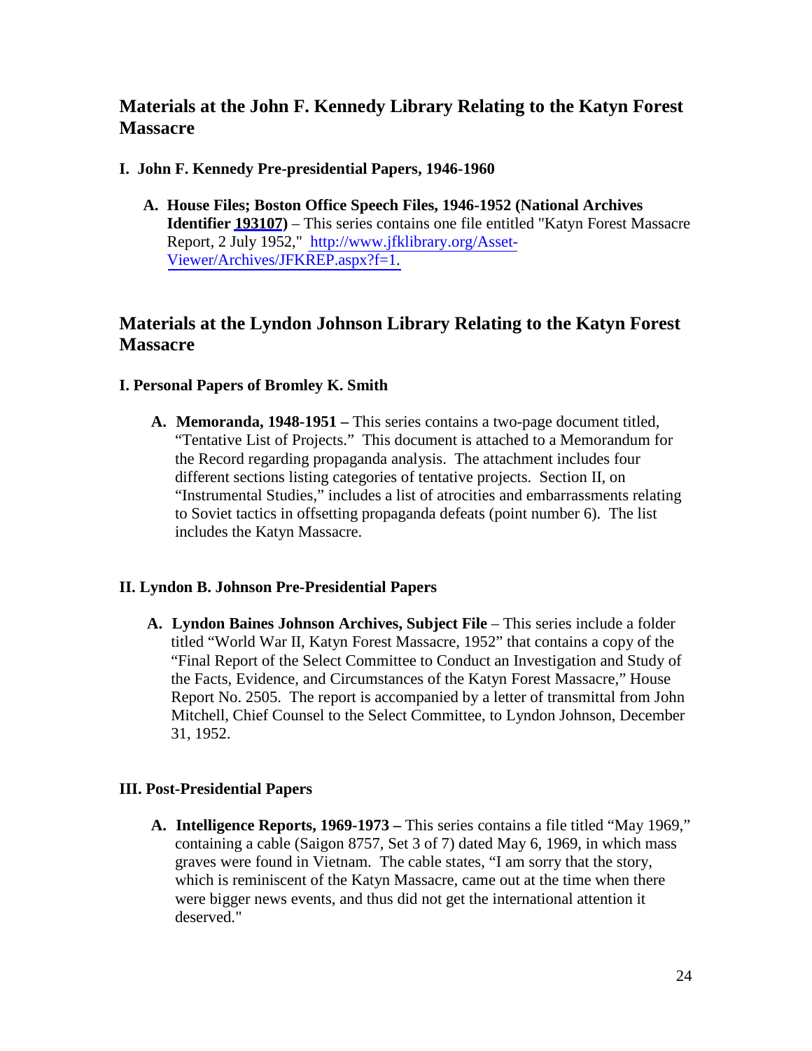## Materials at the John F. Kennedy Library Relating to the Katyn Forest Massacre

### I. John F. Kennedy Pre-presidential Papers, 1946-1960

**A. House Files; Boston Office Speech Files, 1946-1952 (National Archives Identifier 193107)** – This series contains one file entitled "Katyn Forest Massacre Report, 2 July 1952," http://www.jfklibrary.org/Asset-Viewer/Archives/JFKREP.aspx?f=1.

## Materials at the Lyndon Johnson Library Relating to the Katyn Forest Massacre

### I. Personal Papers of Bromley K. Smith

**A. Memoranda, 1948-1951 –** This series contains a two-page document titled, "Tentative List of Projects." This document is attached to a Memorandum for the Record regarding propaganda analysis. The attachment includes four different sections listing categories of tentative projects. Section II, on "Instrumental Studies," includes a list of atrocities and embarrassments relating to Soviet tactics in offsetting propaganda defeats (point number 6). The list includes the Katyn Massacre.

### II. Lyndon B. Johnson Pre-Presidential Papers

**A. Lyndon Baines Johnson Archives, Subject File** – This series include a folder titled "World War II, Katyn Forest Massacre, 1952" that contains a copy of the "Final Report of the Select Committee to Conduct an Investigation and Study of the Facts, Evidence, and Circumstances of the Katyn Forest Massacre," House Report No. 2505. The report is accompanied by a letter of transmittal from John Mitchell, Chief Counsel to the Select Committee, to Lyndon Johnson, December 31, 1952.

### III. Post-Presidential Papers

**A. Intelligence Reports, 1969-1973 –** This series contains a file titled "May 1969," containing a cable (Saigon 8757, Set 3 of 7) dated May 6, 1969, in which mass graves were found in Vietnam. The cable states, "I am sorry that the story, which is reminiscent of the Katyn Massacre, came out at the time when there were bigger news events, and thus did not get the international attention it deserved."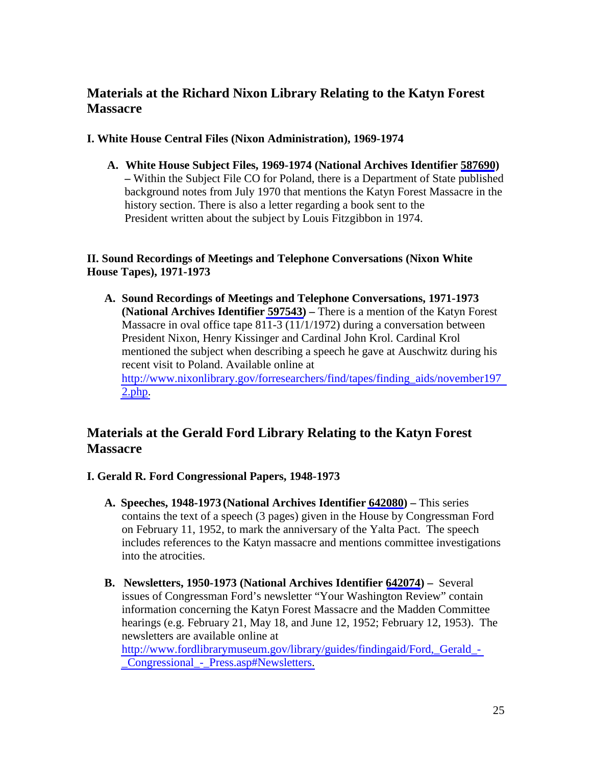## Materials at the Richard Nixon Library Relating to the Katyn Forest Massacre

### I. White House Central Files (Nixon Administration), 1969-1974

A. **White House Subject Files, 1969-1974 (National Archives Identifier [587690](587690))** **–** Within the Subject File CO for Poland, there is a Department of State published background notes from July 1970 that mentions the Katyn Forest Massacre in the history section. There is also a letter regarding a book sent to the President written about the subject by Louis Fitzgibbon in 1974.

### II. Sound Recordings of Meetings and Telephone Conversations (Nixon White House Tapes), 1971-1973

A. **Sound Recordings of Meetings and Telephone Conversations, 1971-1973 (National Archives Identifier 597543) –** There is a mention of the Katyn Forest Massacre in oval office tape 811-3 (11/1/1972) during a conversation between President Nixon, Henry Kissinger and Cardinal John Krol. Cardinal Krol mentioned the subject when describing a speech he gave at Auschwitz during his recent visit to Poland. Available online at http://www.nixonlibrary.gov/forresearchers/find/tapes/finding_aids/november1972.php.

## Materials at the Gerald Ford Library Relating to the Katyn Forest Massacre

### I. Gerald R. Ford Congressional Papers, 1948-1973

A. **Speeches, 1948-1973 (National Archives Identifier 642080) –** This series contains the text of a speech (3 pages) given in the House by Congressman Ford on February 11, 1952, to mark the anniversary of the Yalta Pact. The speech includes references to the Katyn massacre and mentions committee investigations into the atrocities.

B. **Newsletters, 1950-1973 (National Archives Identifier 642074) –** Several issues of Congressman Ford's newsletter "Your Washington Review" contain information concerning the Katyn Forest Massacre and the Madden Committee hearings (e.g. February 21, May 18, and June 12, 1952; February 12, 1953). The newsletters are available online at http://www.fordlibrarymuseum.gov/library/guides/findingaid/Ford,_Gerald_-_Congressional_-_Press.asp#Newsletters.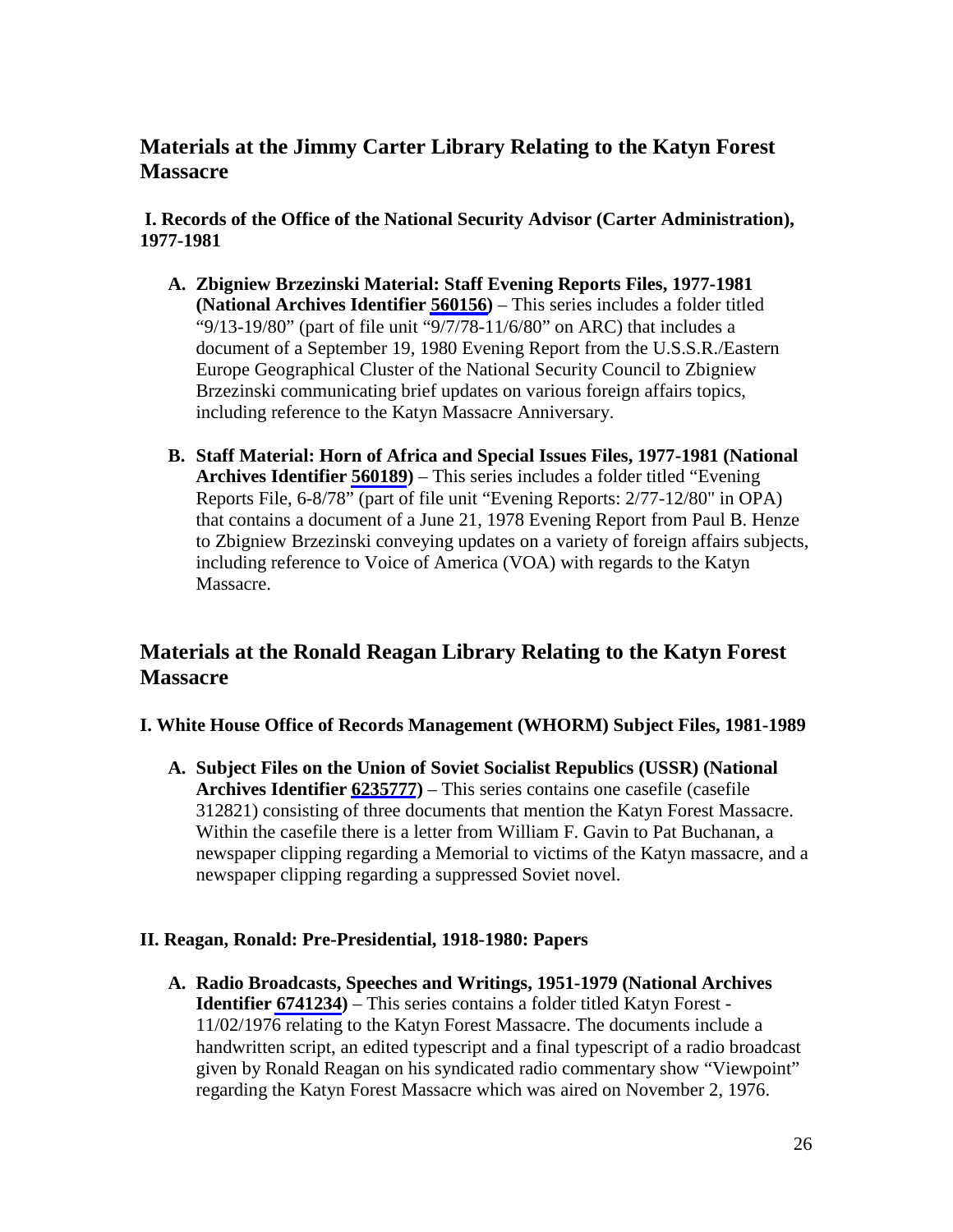## Materials at the Jimmy Carter Library Relating to the Katyn Forest Massacre

**I. Records of the Office of the National Security Advisor (Carter Administration), 1977-1981**

A. **Zbigniew Brzezinski Material: Staff Evening Reports Files, 1977-1981 (National Archives Identifier 560156)** – This series includes a folder titled "9/13-19/80" (part of file unit "9/7/78-11/6/80" on ARC) that includes a document of a September 19, 1980 Evening Report from the U.S.S.R./Eastern Europe Geographical Cluster of the National Security Council to Zbigniew Brzezinski communicating brief updates on various foreign affairs topics, including reference to the Katyn Massacre Anniversary.

B. **Staff Material: Horn of Africa and Special Issues Files, 1977-1981 (National Archives Identifier 560189)** – This series includes a folder titled "Evening Reports File, 6-8/78" (part of file unit "Evening Reports: 2/77-12/80" in OPA) that contains a document of a June 21, 1978 Evening Report from Paul B. Henze to Zbigniew Brzezinski conveying updates on a variety of foreign affairs subjects, including reference to Voice of America (VOA) with regards to the Katyn Massacre.

## Materials at the Ronald Reagan Library Relating to the Katyn Forest Massacre

**I. White House Office of Records Management (WHORM) Subject Files, 1981-1989**

A. **Subject Files on the Union of Soviet Socialist Republics (USSR) (National Archives Identifier 6235777)** – This series contains one casefile (casefile 312821) consisting of three documents that mention the Katyn Forest Massacre. Within the casefile there is a letter from William F. Gavin to Pat Buchanan, a newspaper clipping regarding a Memorial to victims of the Katyn massacre, and a newspaper clipping regarding a suppressed Soviet novel.

**II. Reagan, Ronald: Pre-Presidential, 1918-1980: Papers**

A. **Radio Broadcasts, Speeches and Writings, 1951-1979 (National Archives Identifier 6741234)** – This series contains a folder titled Katyn Forest - 11/02/1976 relating to the Katyn Forest Massacre. The documents include a handwritten script, an edited typescript and a final typescript of a radio broadcast given by Ronald Reagan on his syndicated radio commentary show "Viewpoint" regarding the Katyn Forest Massacre which was aired on November 2, 1976.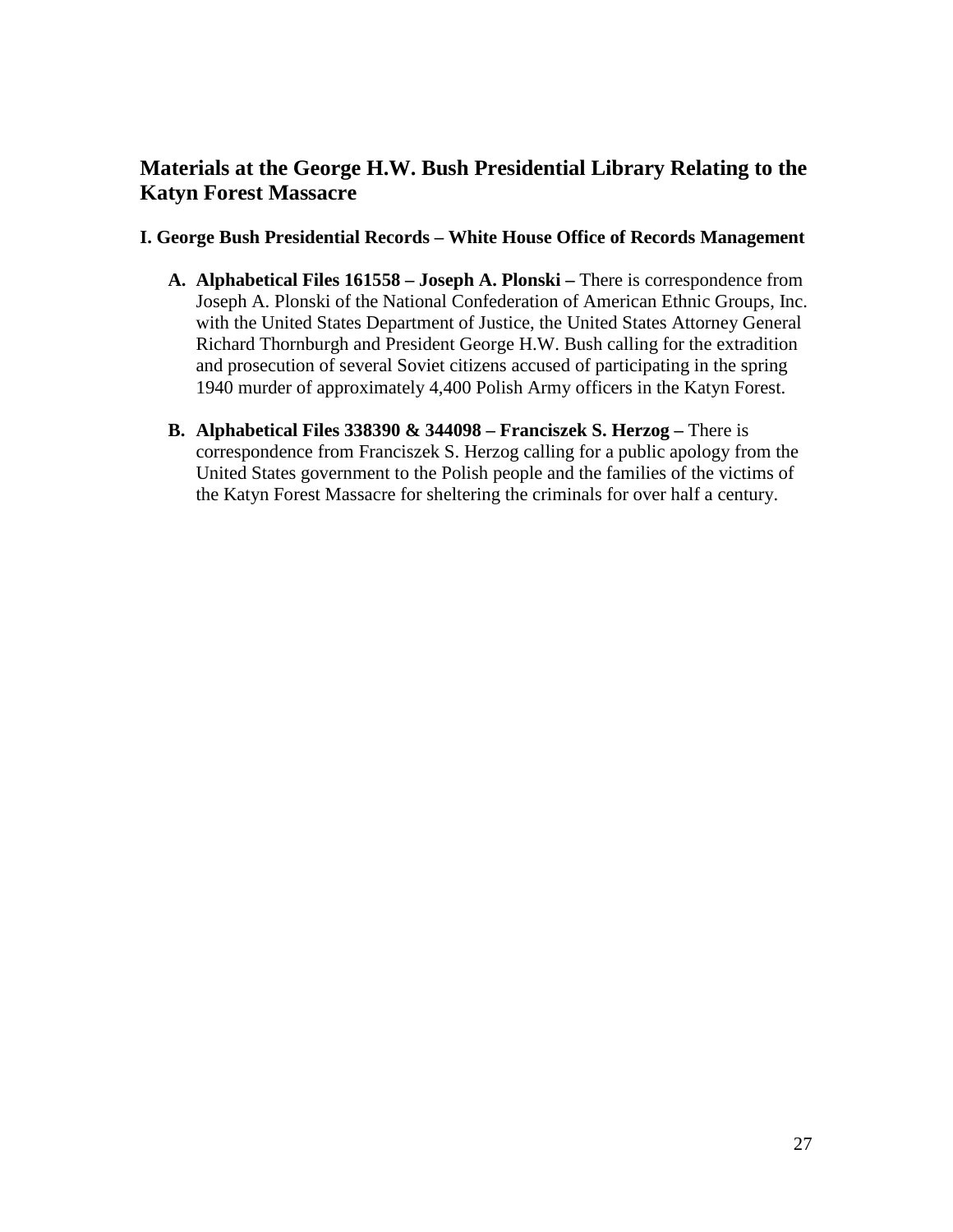## Materials at the George H.W. Bush Presidential Library Relating to the Katyn Forest Massacre

### I. George Bush Presidential Records – White House Office of Records Management

A. **Alphabetical Files 161558 – Joseph A. Plonski –** There is correspondence from Joseph A. Plonski of the National Confederation of American Ethnic Groups, Inc. with the United States Department of Justice, the United States Attorney General Richard Thornburgh and President George H.W. Bush calling for the extradition and prosecution of several Soviet citizens accused of participating in the spring 1940 murder of approximately 4,400 Polish Army officers in the Katyn Forest.

B. **Alphabetical Files 338390 & 344098 – Franciszek S. Herzog –** There is correspondence from Franciszek S. Herzog calling for a public apology from the United States government to the Polish people and the families of the victims of the Katyn Forest Massacre for sheltering the criminals for over half a century.